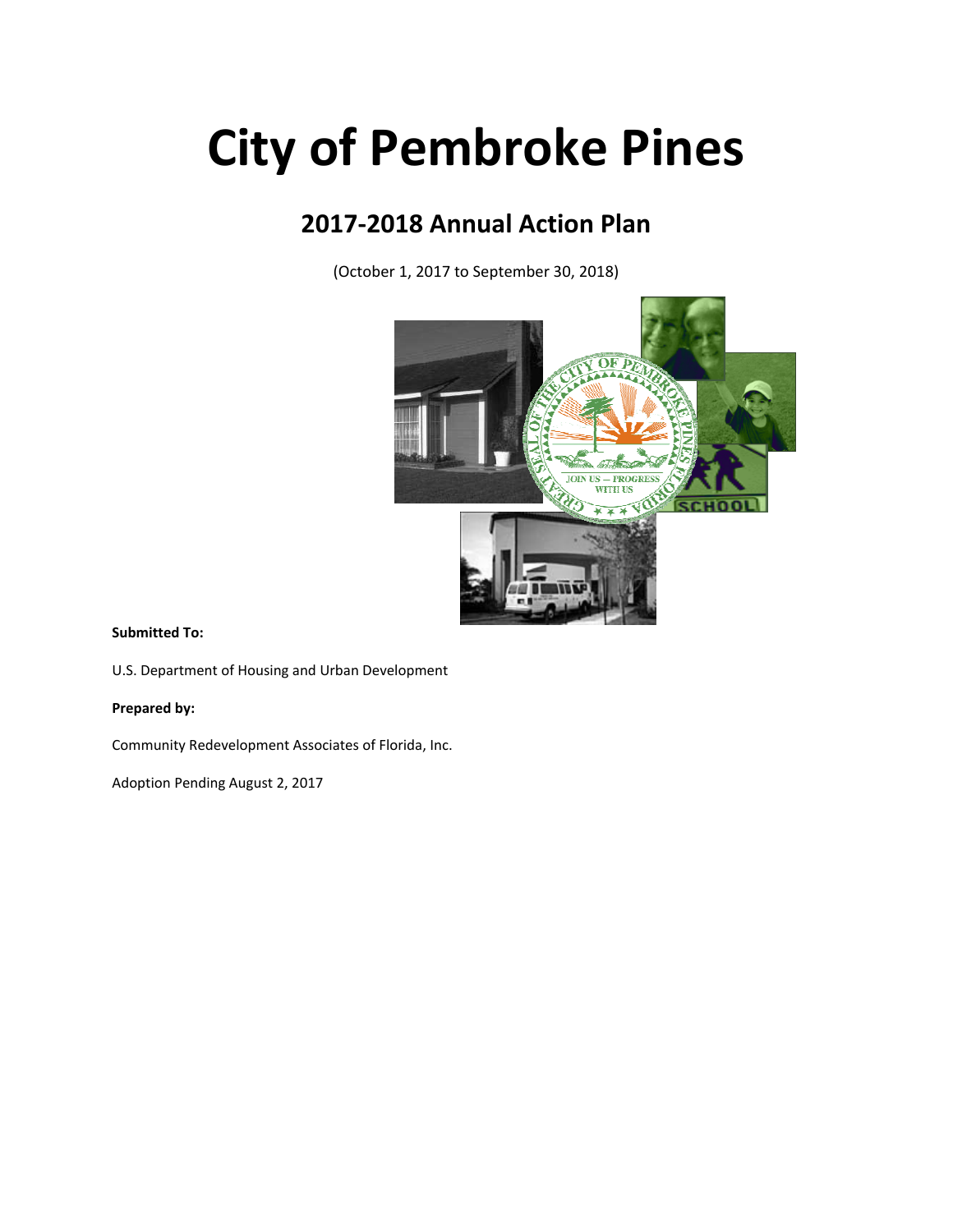# City of Pembroke Pines

## 2017-2018 Annual Action Plan

(October 1, 2017 to September 30, 2018)

**Submitted To:**

U.S. Department of Housing and Urban Development

**Prepared by:**

Community Redevelopment Associates of Florida, Inc.

Adoption Pending August 2, 2017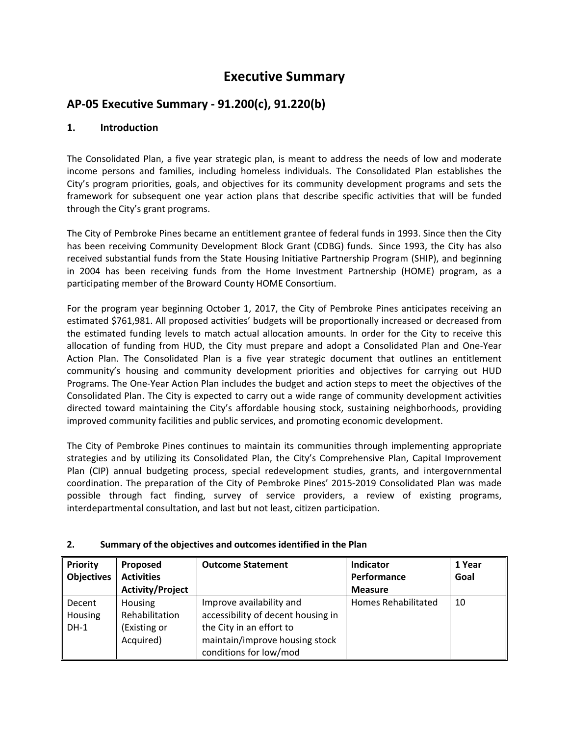# Executive Summary

## AP-05 Executive Summary - 91.200(c), 91.220(b)

### 1. Introduction

The Consolidated Plan, a five year strategic plan, is meant to address the needs of low and moderate income persons and families, including homeless individuals. The Consolidated Plan establishes the City's program priorities, goals, and objectives for its community development programs and sets the framework for subsequent one year action plans that describe specific activities that will be funded through the City's grant programs.

The City of Pembroke Pines became an entitlement grantee of federal funds in 1993. Since then the City has been receiving Community Development Block Grant (CDBG) funds. Since 1993, the City has also received substantial funds from the State Housing Initiative Partnership Program (SHIP), and beginning in 2004 has been receiving funds from the Home Investment Partnership (HOME) program, as a participating member of the Broward County HOME Consortium.

For the program year beginning October 1, 2017, the City of Pembroke Pines anticipates receiving an estimated $761,981. All proposed activities' budgets will be proportionally increased or decreased from the estimated funding levels to match actual allocation amounts. In order for the City to receive this allocation of funding from HUD, the City must prepare and adopt a Consolidated Plan and One-Year Action Plan. The Consolidated Plan is a five year strategic document that outlines an entitlement community's housing and community development priorities and objectives for carrying out HUD Programs. The One-Year Action Plan includes the budget and action steps to meet the objectives of the Consolidated Plan. The City is expected to carry out a wide range of community development activities directed toward maintaining the City's affordable housing stock, sustaining neighborhoods, providing improved community facilities and public services, and promoting economic development.

The City of Pembroke Pines continues to maintain its communities through implementing appropriate strategies and by utilizing its Consolidated Plan, the City's Comprehensive Plan, Capital Improvement Plan (CIP) annual budgeting process, special redevelopment studies, grants, and intergovernmental coordination. The preparation of the City of Pembroke Pines' 2015-2019 Consolidated Plan was made possible through fact finding, survey of service providers, a review of existing programs, interdepartmental consultation, and last but not least, citizen participation.

### 2. Summary of the objectives and outcomes identified in the Plan

| Priority Objectives | Proposed Activities Activity/Project | Outcome Statement | Indicator Performance Measure | 1 Year Goal |
|---|---|---|---|---|
| Decent Housing DH-1 | Housing Rehabilitation (Existing or Acquired) | Improve availability and accessibility of decent housing in the City in an effort to maintain/improve housing stock conditions for low/mod | Homes Rehabilitated | 10 |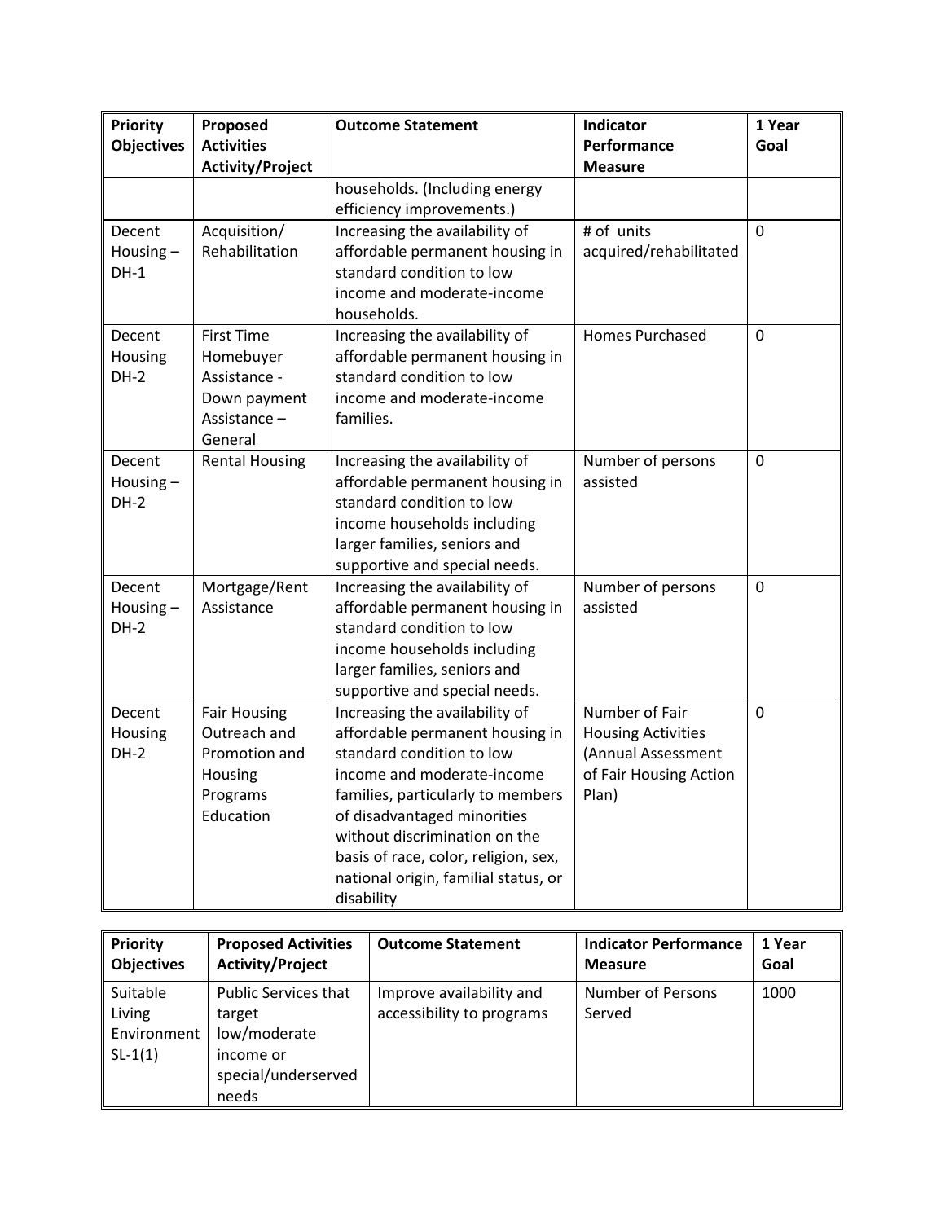| Priority Objectives | Proposed Activities Activity/Project | Outcome Statement | Indicator Performance Measure | 1 Year Goal |
|---|---|---|---|---|
| | | households. (Including energy efficiency improvements.) | | |
| Decent Housing – DH-1 | Acquisition/ Rehabilitation | Increasing the availability of affordable permanent housing in standard condition to low income and moderate-income households. | # of units acquired/rehabilitated | 0 |
| Decent Housing DH-2 | First Time Homebuyer Assistance - Down payment Assistance – General | Increasing the availability of affordable permanent housing in standard condition to low income and moderate-income families. | Homes Purchased | 0 |
| Decent Housing – DH-2 | Rental Housing | Increasing the availability of affordable permanent housing in standard condition to low income households including larger families, seniors and supportive and special needs. | Number of persons assisted | 0 |
| Decent Housing – DH-2 | Mortgage/Rent Assistance | Increasing the availability of affordable permanent housing in standard condition to low income households including larger families, seniors and supportive and special needs. | Number of persons assisted | 0 |
| Decent Housing DH-2 | Fair Housing Outreach and Promotion and Housing Programs Education | Increasing the availability of affordable permanent housing in standard condition to low income and moderate-income families, particularly to members of disadvantaged minorities without discrimination on the basis of race, color, religion, sex, national origin, familial status, or disability | Number of Fair Housing Activities (Annual Assessment of Fair Housing Action Plan) | 0 |

| Priority Objectives | Proposed Activities Activity/Project | Outcome Statement | Indicator Performance Measure | 1 Year Goal |
|---|---|---|---|---|
| Suitable Living Environment SL-1(1) | Public Services that target low/moderate income or special/underserved needs | Improve availability and accessibility to programs | Number of Persons Served | 1000 |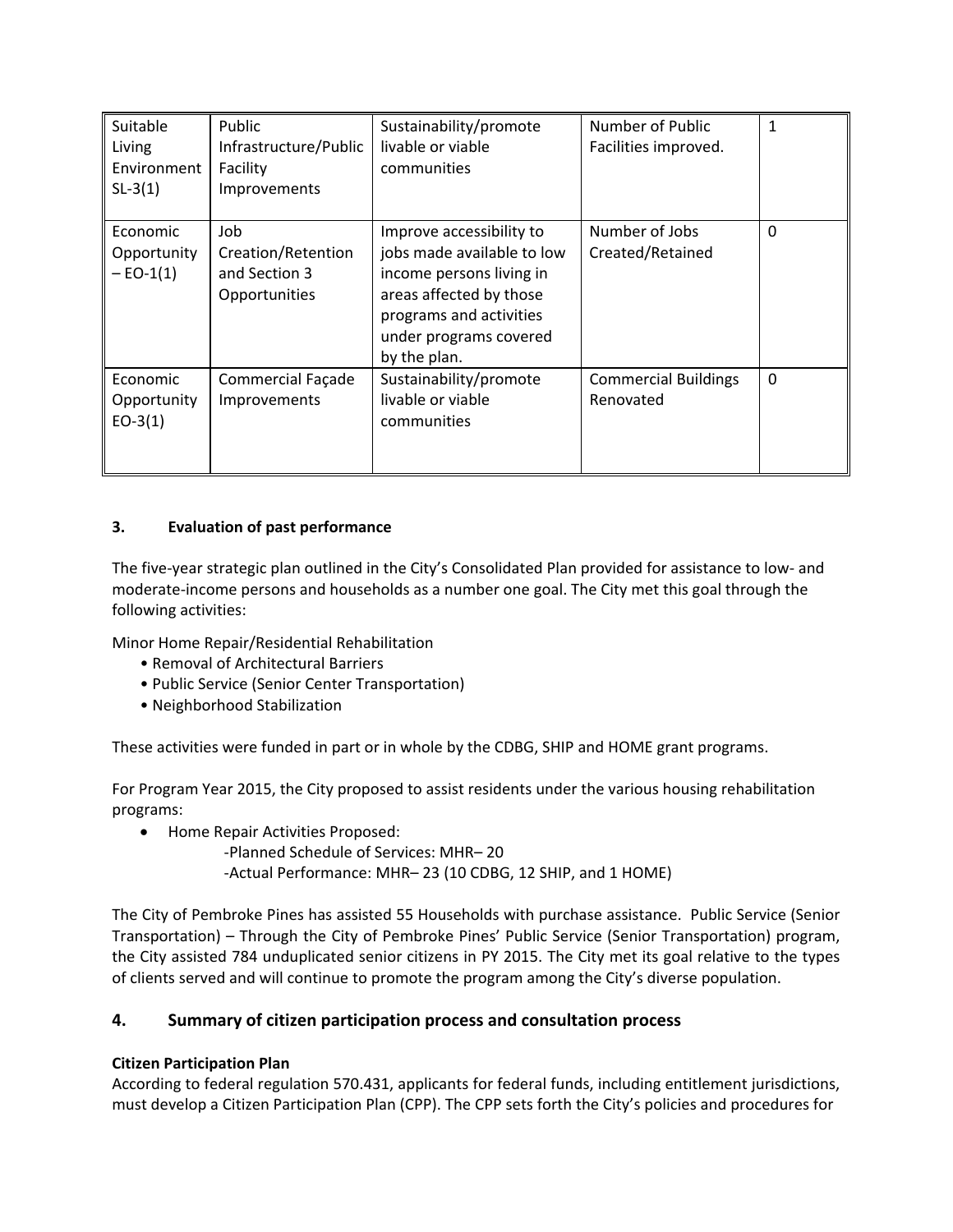| | | | | |
|---|---|---|---|---|
| Suitable Living Environment SL-3(1) | Public Infrastructure/Public Facility Improvements | Sustainability/promote livable or viable communities | Number of Public Facilities improved. | 1 |
| Economic Opportunity – EO-1(1) | Job Creation/Retention and Section 3 Opportunities | Improve accessibility to jobs made available to low income persons living in areas affected by those programs and activities under programs covered by the plan. | Number of Jobs Created/Retained | 0 |
| Economic Opportunity EO-3(1) | Commercial Façade Improvements | Sustainability/promote livable or viable communities | Commercial Buildings Renovated | 0 |

## 3. Evaluation of past performance

The five-year strategic plan outlined in the City's Consolidated Plan provided for assistance to low- and moderate-income persons and households as a number one goal. The City met this goal through the following activities:

Minor Home Repair/Residential Rehabilitation

- Removal of Architectural Barriers
- Public Service (Senior Center Transportation)
- Neighborhood Stabilization

These activities were funded in part or in whole by the CDBG, SHIP and HOME grant programs.

For Program Year 2015, the City proposed to assist residents under the various housing rehabilitation programs:

- Home Repair Activities Proposed:
  - -Planned Schedule of Services: MHR– 20
  - -Actual Performance: MHR– 23 (10 CDBG, 12 SHIP, and 1 HOME)

The City of Pembroke Pines has assisted 55 Households with purchase assistance. Public Service (Senior Transportation) – Through the City of Pembroke Pines' Public Service (Senior Transportation) program, the City assisted 784 unduplicated senior citizens in PY 2015. The City met its goal relative to the types of clients served and will continue to promote the program among the City's diverse population.

## 4. Summary of citizen participation process and consultation process

**Citizen Participation Plan**

According to federal regulation 570.431, applicants for federal funds, including entitlement jurisdictions, must develop a Citizen Participation Plan (CPP). The CPP sets forth the City's policies and procedures for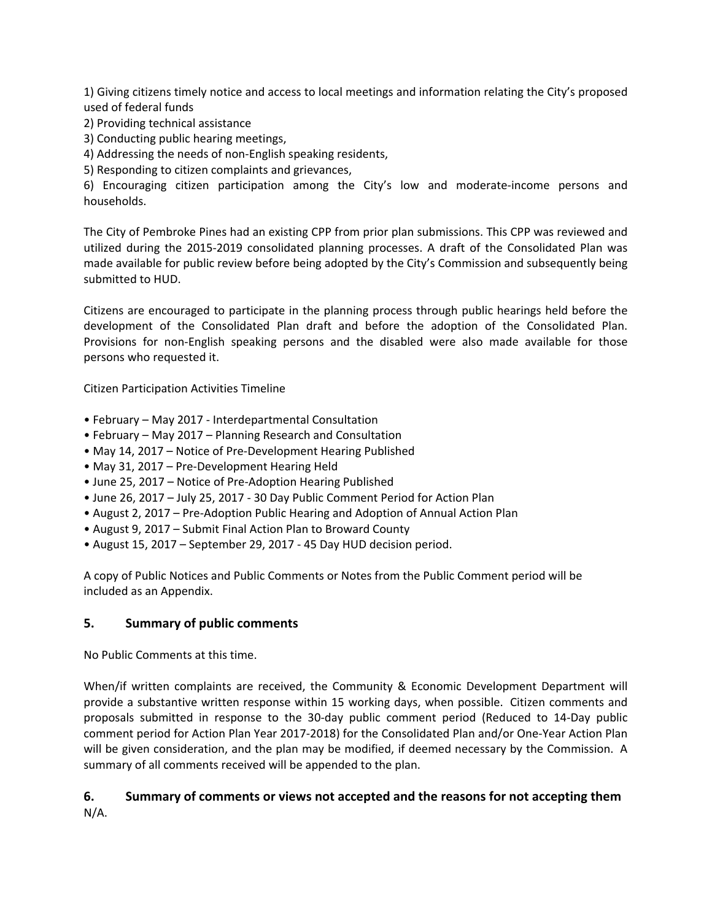1) Giving citizens timely notice and access to local meetings and information relating the City's proposed used of federal funds
2) Providing technical assistance
3) Conducting public hearing meetings,
4) Addressing the needs of non-English speaking residents,
5) Responding to citizen complaints and grievances,
6) Encouraging citizen participation among the City's low and moderate-income persons and households.

The City of Pembroke Pines had an existing CPP from prior plan submissions. This CPP was reviewed and utilized during the 2015-2019 consolidated planning processes. A draft of the Consolidated Plan was made available for public review before being adopted by the City's Commission and subsequently being submitted to HUD.

Citizens are encouraged to participate in the planning process through public hearings held before the development of the Consolidated Plan draft and before the adoption of the Consolidated Plan. Provisions for non-English speaking persons and the disabled were also made available for those persons who requested it.

Citizen Participation Activities Timeline

- February – May 2017 - Interdepartmental Consultation
- February – May 2017 – Planning Research and Consultation
- May 14, 2017 – Notice of Pre-Development Hearing Published
- May 31, 2017 – Pre-Development Hearing Held
- June 25, 2017 – Notice of Pre-Adoption Hearing Published
- June 26, 2017 – July 25, 2017 - 30 Day Public Comment Period for Action Plan
- August 2, 2017 – Pre-Adoption Public Hearing and Adoption of Annual Action Plan
- August 9, 2017 – Submit Final Action Plan to Broward County
- August 15, 2017 – September 29, 2017 - 45 Day HUD decision period.

A copy of Public Notices and Public Comments or Notes from the Public Comment period will be included as an Appendix.

## 5. Summary of public comments

No Public Comments at this time.

When/if written complaints are received, the Community & Economic Development Department will provide a substantive written response within 15 working days, when possible. Citizen comments and proposals submitted in response to the 30-day public comment period (Reduced to 14-Day public comment period for Action Plan Year 2017-2018) for the Consolidated Plan and/or One-Year Action Plan will be given consideration, and the plan may be modified, if deemed necessary by the Commission. A summary of all comments received will be appended to the plan.

## 6. Summary of comments or views not accepted and the reasons for not accepting them

N/A.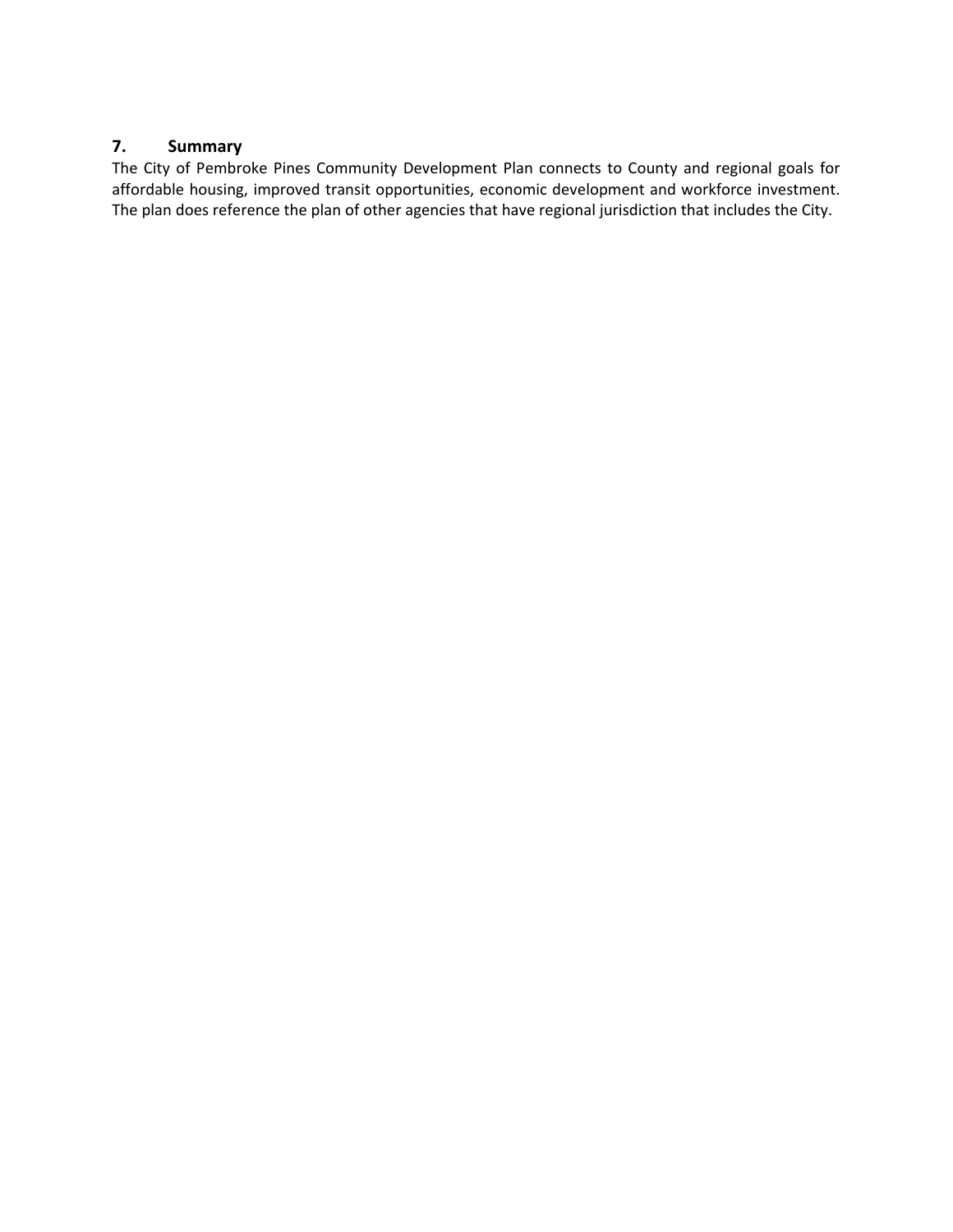## 7. Summary

The City of Pembroke Pines Community Development Plan connects to County and regional goals for affordable housing, improved transit opportunities, economic development and workforce investment. The plan does reference the plan of other agencies that have regional jurisdiction that includes the City.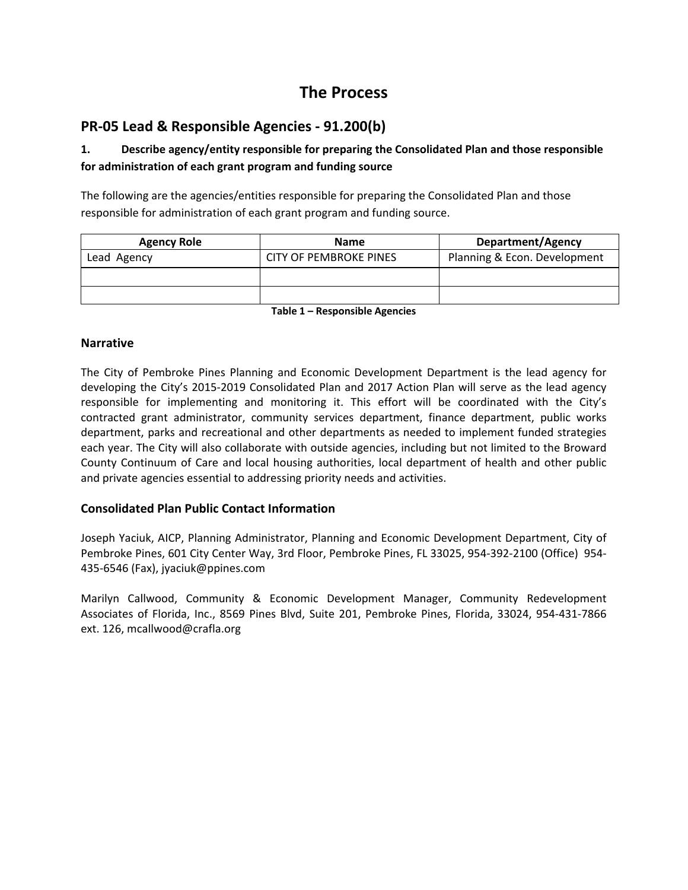# The Process

## PR-05 Lead & Responsible Agencies - 91.200(b)

### 1. Describe agency/entity responsible for preparing the Consolidated Plan and those responsible for administration of each grant program and funding source

The following are the agencies/entities responsible for preparing the Consolidated Plan and those responsible for administration of each grant program and funding source.

| Agency Role | Name | Department/Agency |
|---|---|---|
| Lead Agency | CITY OF PEMBROKE PINES | Planning & Econ. Development |
| | | |
| | | |

**Table 1 – Responsible Agencies**

### Narrative

The City of Pembroke Pines Planning and Economic Development Department is the lead agency for developing the City's 2015-2019 Consolidated Plan and 2017 Action Plan will serve as the lead agency responsible for implementing and monitoring it. This effort will be coordinated with the City's contracted grant administrator, community services department, finance department, public works department, parks and recreational and other departments as needed to implement funded strategies each year. The City will also collaborate with outside agencies, including but not limited to the Broward County Continuum of Care and local housing authorities, local department of health and other public and private agencies essential to addressing priority needs and activities.

### Consolidated Plan Public Contact Information

Joseph Yaciuk, AICP, Planning Administrator, Planning and Economic Development Department, City of Pembroke Pines, 601 City Center Way, 3rd Floor, Pembroke Pines, FL 33025, 954-392-2100 (Office) 954-435-6546 (Fax), jyaciuk@ppines.com

Marilyn Callwood, Community & Economic Development Manager, Community Redevelopment Associates of Florida, Inc., 8569 Pines Blvd, Suite 201, Pembroke Pines, Florida, 33024, 954-431-7866 ext. 126, mcallwood@crafla.org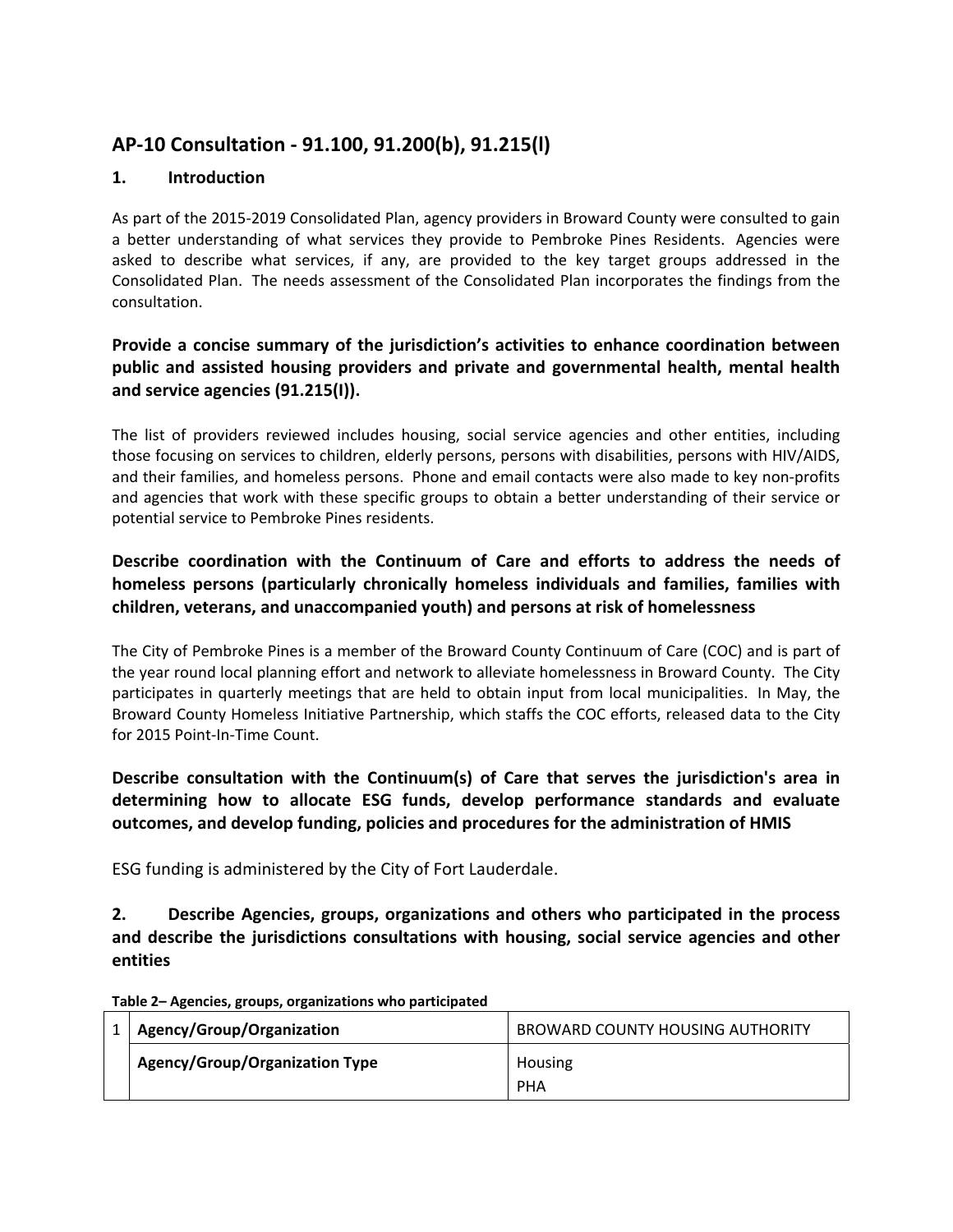## AP-10 Consultation - 91.100, 91.200(b), 91.215(l)

### 1. Introduction

As part of the 2015-2019 Consolidated Plan, agency providers in Broward County were consulted to gain a better understanding of what services they provide to Pembroke Pines Residents. Agencies were asked to describe what services, if any, are provided to the key target groups addressed in the Consolidated Plan. The needs assessment of the Consolidated Plan incorporates the findings from the consultation.

**Provide a concise summary of the jurisdiction's activities to enhance coordination between public and assisted housing providers and private and governmental health, mental health and service agencies (91.215(I)).**

The list of providers reviewed includes housing, social service agencies and other entities, including those focusing on services to children, elderly persons, persons with disabilities, persons with HIV/AIDS, and their families, and homeless persons. Phone and email contacts were also made to key non-profits and agencies that work with these specific groups to obtain a better understanding of their service or potential service to Pembroke Pines residents.

**Describe coordination with the Continuum of Care and efforts to address the needs of homeless persons (particularly chronically homeless individuals and families, families with children, veterans, and unaccompanied youth) and persons at risk of homelessness**

The City of Pembroke Pines is a member of the Broward County Continuum of Care (COC) and is part of the year round local planning effort and network to alleviate homelessness in Broward County. The City participates in quarterly meetings that are held to obtain input from local municipalities. In May, the Broward County Homeless Initiative Partnership, which staffs the COC efforts, released data to the City for 2015 Point-In-Time Count.

**Describe consultation with the Continuum(s) of Care that serves the jurisdiction's area in determining how to allocate ESG funds, develop performance standards and evaluate outcomes, and develop funding, policies and procedures for the administration of HMIS**

ESG funding is administered by the City of Fort Lauderdale.

### 2. Describe Agencies, groups, organizations and others who participated in the process and describe the jurisdictions consultations with housing, social service agencies and other entities

**Table 2– Agencies, groups, organizations who participated**

| | | |
|---|---|---|
| 1 | **Agency/Group/Organization** | BROWARD COUNTY HOUSING AUTHORITY |
| | **Agency/Group/Organization Type** | Housing<br>PHA |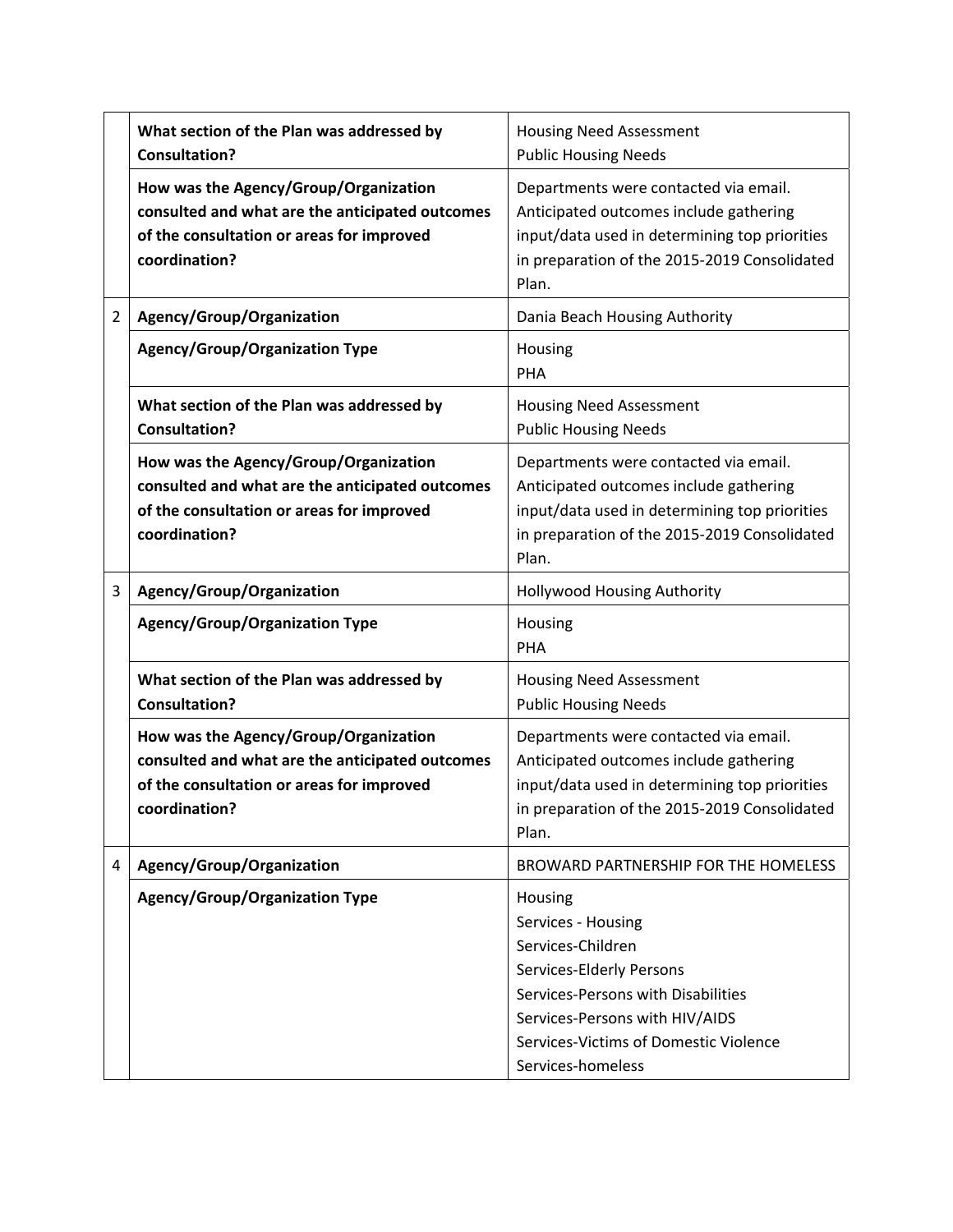| | | |
|---|---|---|
| | **What section of the Plan was addressed by Consultation?** | Housing Need Assessment<br>Public Housing Needs |
| | **How was the Agency/Group/Organization consulted and what are the anticipated outcomes of the consultation or areas for improved coordination?** | Departments were contacted via email. Anticipated outcomes include gathering input/data used in determining top priorities in preparation of the 2015-2019 Consolidated Plan. |
| 2 | **Agency/Group/Organization** | Dania Beach Housing Authority |
| | **Agency/Group/Organization Type** | Housing<br>PHA |
| | **What section of the Plan was addressed by Consultation?** | Housing Need Assessment<br>Public Housing Needs |
| | **How was the Agency/Group/Organization consulted and what are the anticipated outcomes of the consultation or areas for improved coordination?** | Departments were contacted via email. Anticipated outcomes include gathering input/data used in determining top priorities in preparation of the 2015-2019 Consolidated Plan. |
| 3 | **Agency/Group/Organization** | Hollywood Housing Authority |
| | **Agency/Group/Organization Type** | Housing<br>PHA |
| | **What section of the Plan was addressed by Consultation?** | Housing Need Assessment<br>Public Housing Needs |
| | **How was the Agency/Group/Organization consulted and what are the anticipated outcomes of the consultation or areas for improved coordination?** | Departments were contacted via email. Anticipated outcomes include gathering input/data used in determining top priorities in preparation of the 2015-2019 Consolidated Plan. |
| 4 | **Agency/Group/Organization** | BROWARD PARTNERSHIP FOR THE HOMELESS |
| | **Agency/Group/Organization Type** | Housing<br>Services - Housing<br>Services-Children<br>Services-Elderly Persons<br>Services-Persons with Disabilities<br>Services-Persons with HIV/AIDS<br>Services-Victims of Domestic Violence<br>Services-homeless |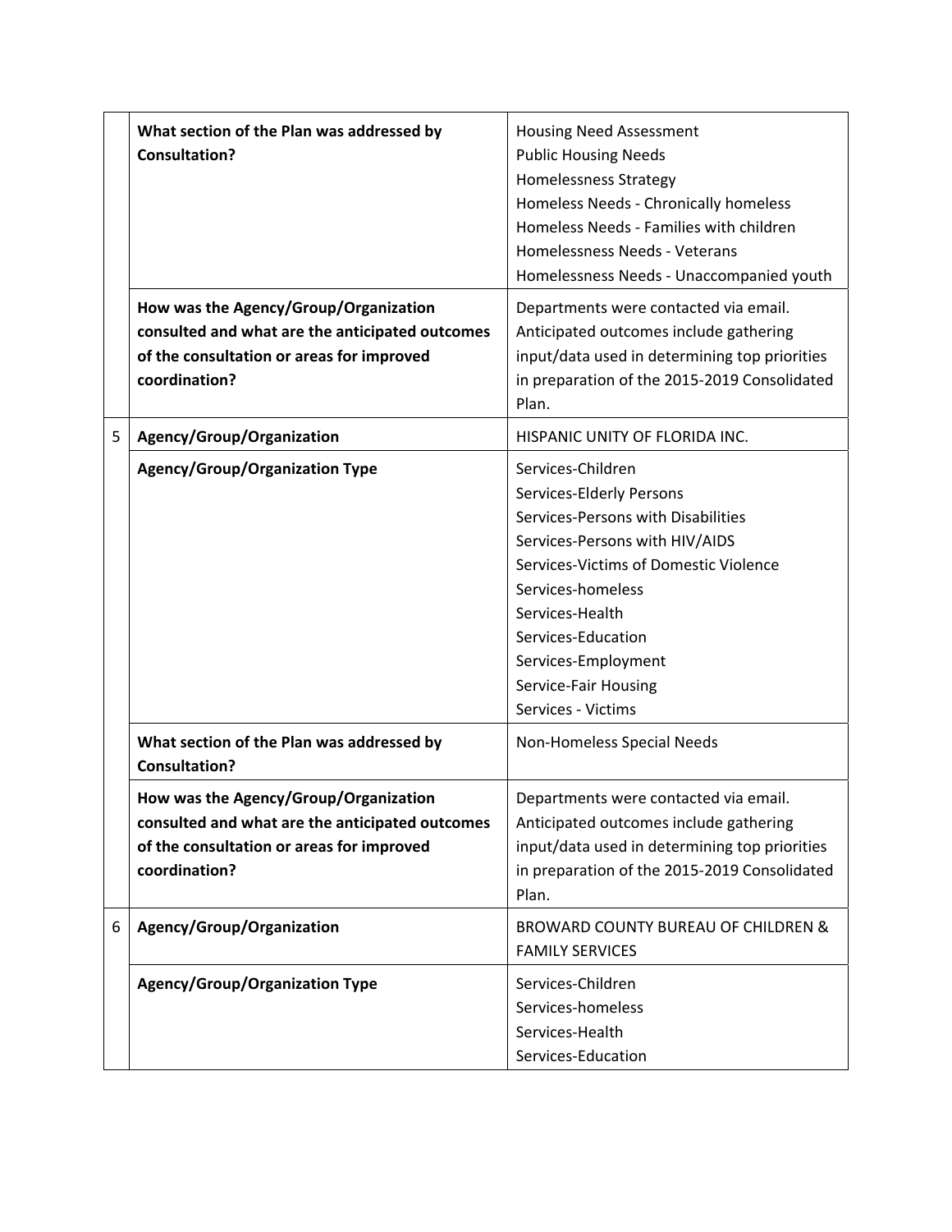| | | |
|---|---|---|
| | **What section of the Plan was addressed by Consultation?** | Housing Need Assessment<br>Public Housing Needs<br>Homelessness Strategy<br>Homeless Needs - Chronically homeless<br>Homeless Needs - Families with children<br>Homelessness Needs - Veterans<br>Homelessness Needs - Unaccompanied youth |
| | **How was the Agency/Group/Organization consulted and what are the anticipated outcomes of the consultation or areas for improved coordination?** | Departments were contacted via email. Anticipated outcomes include gathering input/data used in determining top priorities in preparation of the 2015-2019 Consolidated Plan. |
| 5 | **Agency/Group/Organization** | HISPANIC UNITY OF FLORIDA INC. |
| | **Agency/Group/Organization Type** | Services-Children<br>Services-Elderly Persons<br>Services-Persons with Disabilities<br>Services-Persons with HIV/AIDS<br>Services-Victims of Domestic Violence<br>Services-homeless<br>Services-Health<br>Services-Education<br>Services-Employment<br>Service-Fair Housing<br>Services - Victims |
| | **What section of the Plan was addressed by Consultation?** | Non-Homeless Special Needs |
| | **How was the Agency/Group/Organization consulted and what are the anticipated outcomes of the consultation or areas for improved coordination?** | Departments were contacted via email. Anticipated outcomes include gathering input/data used in determining top priorities in preparation of the 2015-2019 Consolidated Plan. |
| 6 | **Agency/Group/Organization** | BROWARD COUNTY BUREAU OF CHILDREN & FAMILY SERVICES |
| | **Agency/Group/Organization Type** | Services-Children<br>Services-homeless<br>Services-Health<br>Services-Education |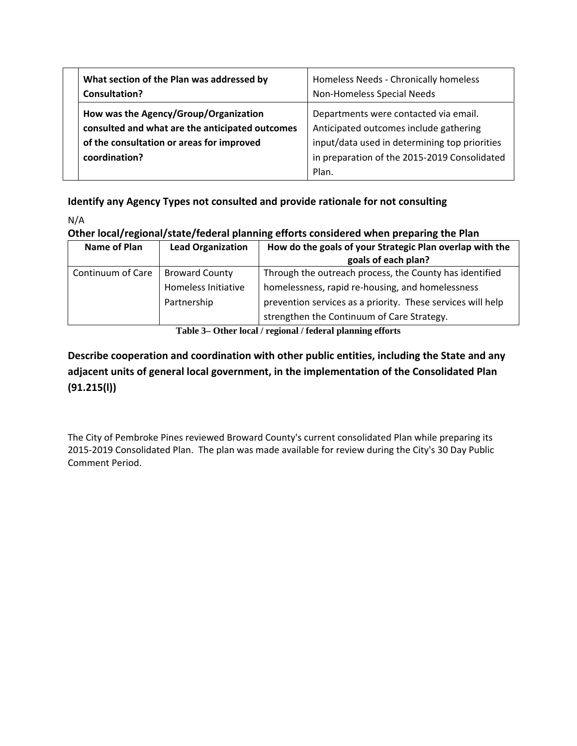| | | |
|---|---|---|
| | **What section of the Plan was addressed by Consultation?** | Homeless Needs - Chronically homeless<br>Non-Homeless Special Needs |
| | **How was the Agency/Group/Organization consulted and what are the anticipated outcomes of the consultation or areas for improved coordination?** | Departments were contacted via email. Anticipated outcomes include gathering input/data used in determining top priorities in preparation of the 2015-2019 Consolidated Plan. |

### Identify any Agency Types not consulted and provide rationale for not consulting

N/A

### Other local/regional/state/federal planning efforts considered when preparing the Plan

| Name of Plan | Lead Organization | How do the goals of your Strategic Plan overlap with the goals of each plan? |
|---|---|---|
| Continuum of Care | Broward County Homeless Initiative Partnership | Through the outreach process, the County has identified homelessness, rapid re-housing, and homelessness prevention services as a priority. These services will help strengthen the Continuum of Care Strategy. |

**Table 3– Other local / regional / federal planning efforts**

### Describe cooperation and coordination with other public entities, including the State and any adjacent units of general local government, in the implementation of the Consolidated Plan (91.215(l))

The City of Pembroke Pines reviewed Broward County's current consolidated Plan while preparing its 2015-2019 Consolidated Plan. The plan was made available for review during the City's 30 Day Public Comment Period.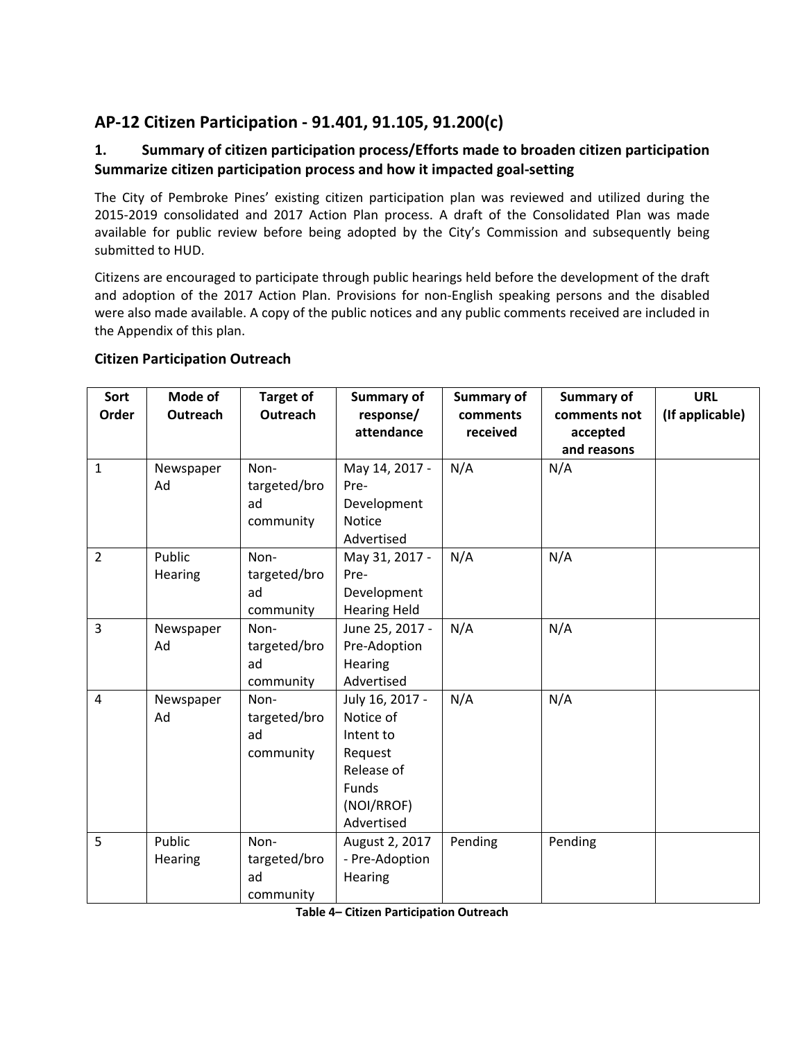## AP-12 Citizen Participation - 91.401, 91.105, 91.200(c)

### 1. Summary of citizen participation process/Efforts made to broaden citizen participation Summarize citizen participation process and how it impacted goal-setting

The City of Pembroke Pines' existing citizen participation plan was reviewed and utilized during the 2015-2019 consolidated and 2017 Action Plan process. A draft of the Consolidated Plan was made available for public review before being adopted by the City's Commission and subsequently being submitted to HUD.

Citizens are encouraged to participate through public hearings held before the development of the draft and adoption of the 2017 Action Plan. Provisions for non-English speaking persons and the disabled were also made available. A copy of the public notices and any public comments received are included in the Appendix of this plan.

### Citizen Participation Outreach

| Sort Order | Mode of Outreach | Target of Outreach | Summary of response/ attendance | Summary of comments received | Summary of comments not accepted and reasons | URL (If applicable) |
|---|---|---|---|---|---|---|
| 1 | Newspaper Ad | Non-targeted/broad community | May 14, 2017 - Pre-Development Notice Advertised | N/A | N/A | |
| 2 | Public Hearing | Non-targeted/broad community | May 31, 2017 - Pre-Development Hearing Held | N/A | N/A | |
| 3 | Newspaper Ad | Non-targeted/broad community | June 25, 2017 - Pre-Adoption Hearing Advertised | N/A | N/A | |
| 4 | Newspaper Ad | Non-targeted/broad community | July 16, 2017 - Notice of Intent to Request Release of Funds (NOI/RROF) Advertised | N/A | N/A | |
| 5 | Public Hearing | Non-targeted/broad community | August 2, 2017 - Pre-Adoption Hearing | Pending | Pending | |

**Table 4– Citizen Participation Outreach**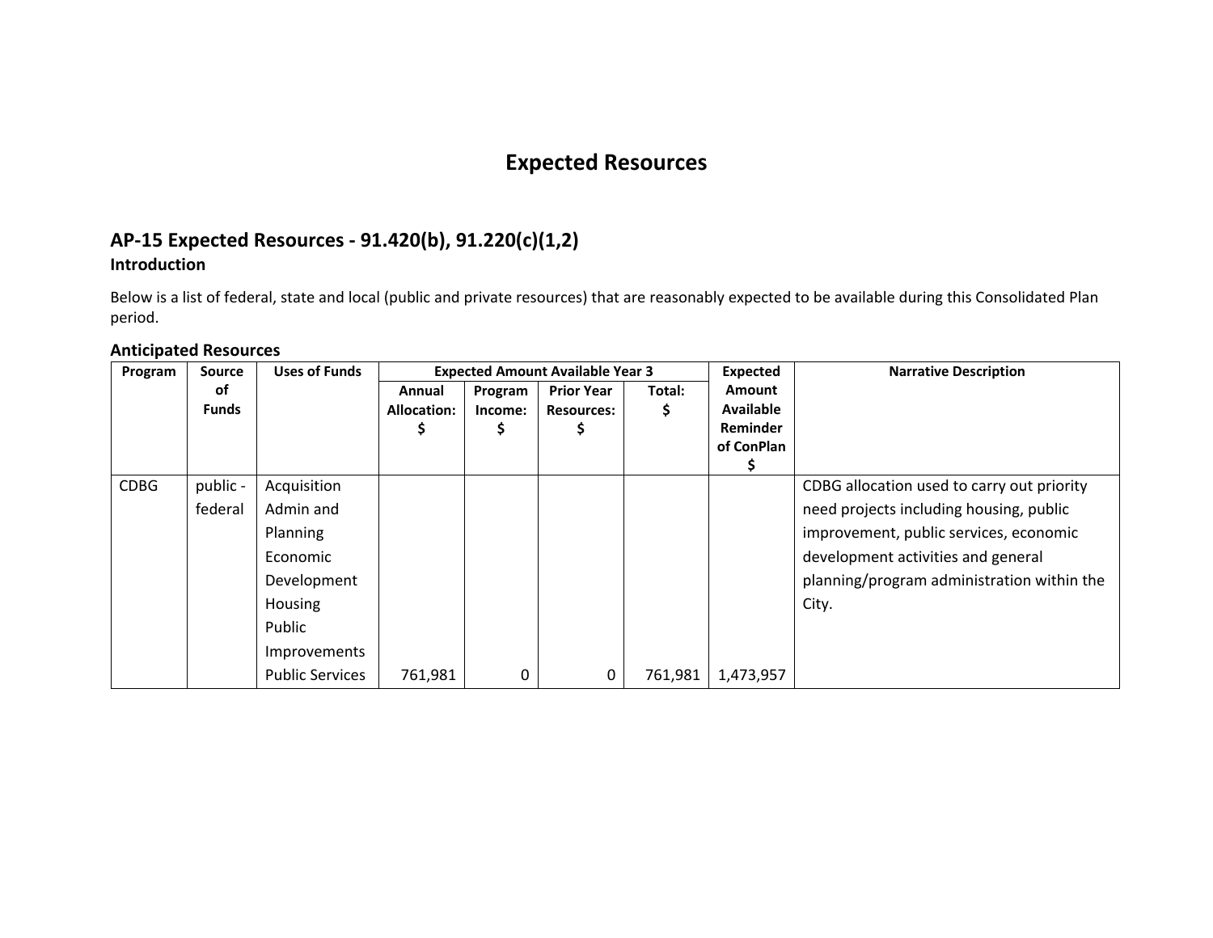# Expected Resources

## AP-15 Expected Resources - 91.420(b), 91.220(c)(1,2)

### Introduction

Below is a list of federal, state and local (public and private resources) that are reasonably expected to be available during this Consolidated Plan period.

### Anticipated Resources

| Program | Source of Funds | Uses of Funds | Expected Amount Available Year 3 | | | | Expected Amount Available Reminder of ConPlan $ | Narrative Description |
|---|---|---|---|---|---|---|---|---|
| | | | Annual Allocation: $ | Program Income: $ | Prior Year Resources: $ | Total: $ | | |
| CDBG | public - federal | Acquisition Admin and Planning Economic Development Housing Public Improvements Public Services | 761,981 | 0 | 0 | 761,981 | 1,473,957 | CDBG allocation used to carry out priority need projects including housing, public improvement, public services, economic development activities and general planning/program administration within the City. |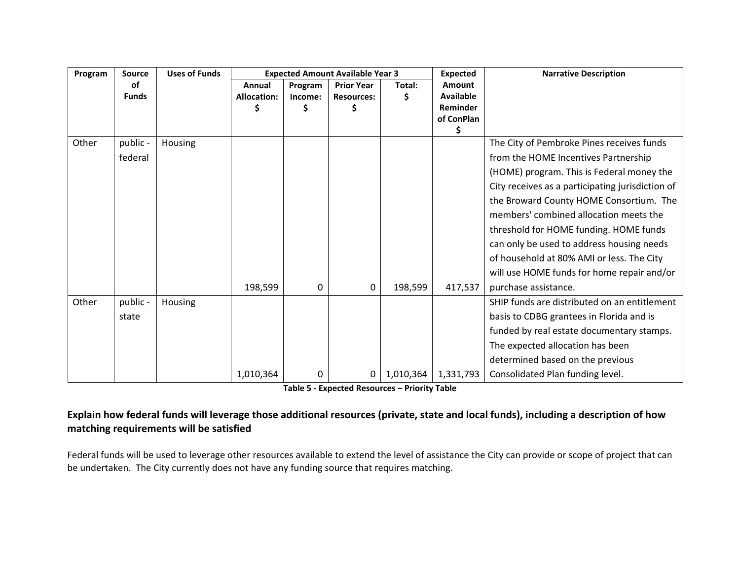| Program | Source of Funds | Uses of Funds | Expected Amount Available Year 3 | | | | Expected Amount Available Reminder of ConPlan $ | Narrative Description |
|---|---|---|---|---|---|---|---|---|
| | | | Annual Allocation: $ | Program Income: $ | Prior Year Resources: $ | Total: $ | | |
| Other | public - federal | Housing | 198,599 | 0 | 0 | 198,599 | 417,537 | The City of Pembroke Pines receives funds from the HOME Incentives Partnership (HOME) program. This is Federal money the City receives as a participating jurisdiction of the Broward County HOME Consortium. The members' combined allocation meets the threshold for HOME funding. HOME funds can only be used to address housing needs of household at 80% AMI or less. The City will use HOME funds for home repair and/or purchase assistance. |
| Other | public - state | Housing | 1,010,364 | 0 | 0 | 1,010,364 | 1,331,793 | SHIP funds are distributed on an entitlement basis to CDBG grantees in Florida and is funded by real estate documentary stamps. The expected allocation has been determined based on the previous Consolidated Plan funding level. |

**Table 5 - Expected Resources – Priority Table**

**Explain how federal funds will leverage those additional resources (private, state and local funds), including a description of how matching requirements will be satisfied**

Federal funds will be used to leverage other resources available to extend the level of assistance the City can provide or scope of project that can be undertaken. The City currently does not have any funding source that requires matching.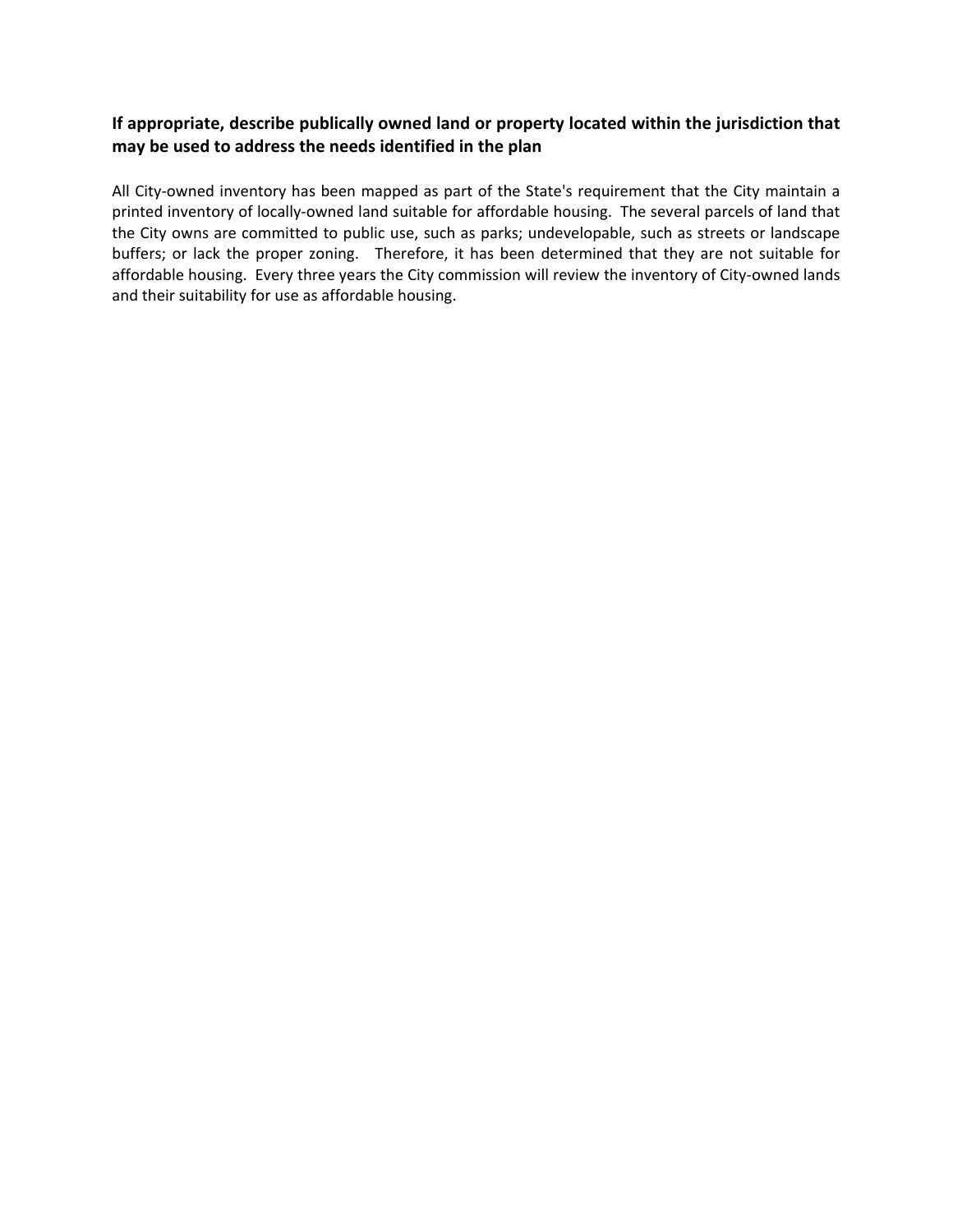### If appropriate, describe publically owned land or property located within the jurisdiction that may be used to address the needs identified in the plan

All City-owned inventory has been mapped as part of the State's requirement that the City maintain a printed inventory of locally-owned land suitable for affordable housing. The several parcels of land that the City owns are committed to public use, such as parks; undevelopable, such as streets or landscape buffers; or lack the proper zoning. Therefore, it has been determined that they are not suitable for affordable housing. Every three years the City commission will review the inventory of City-owned lands and their suitability for use as affordable housing.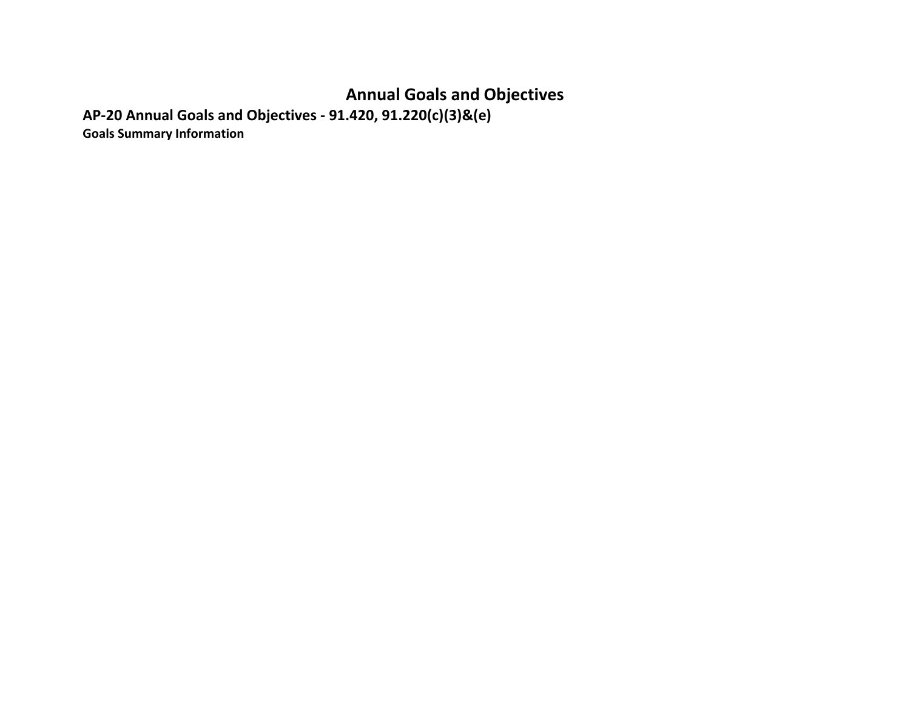# Annual Goals and Objectives

## AP-20 Annual Goals and Objectives - 91.420, 91.220(c)(3)&(e)

### Goals Summary Information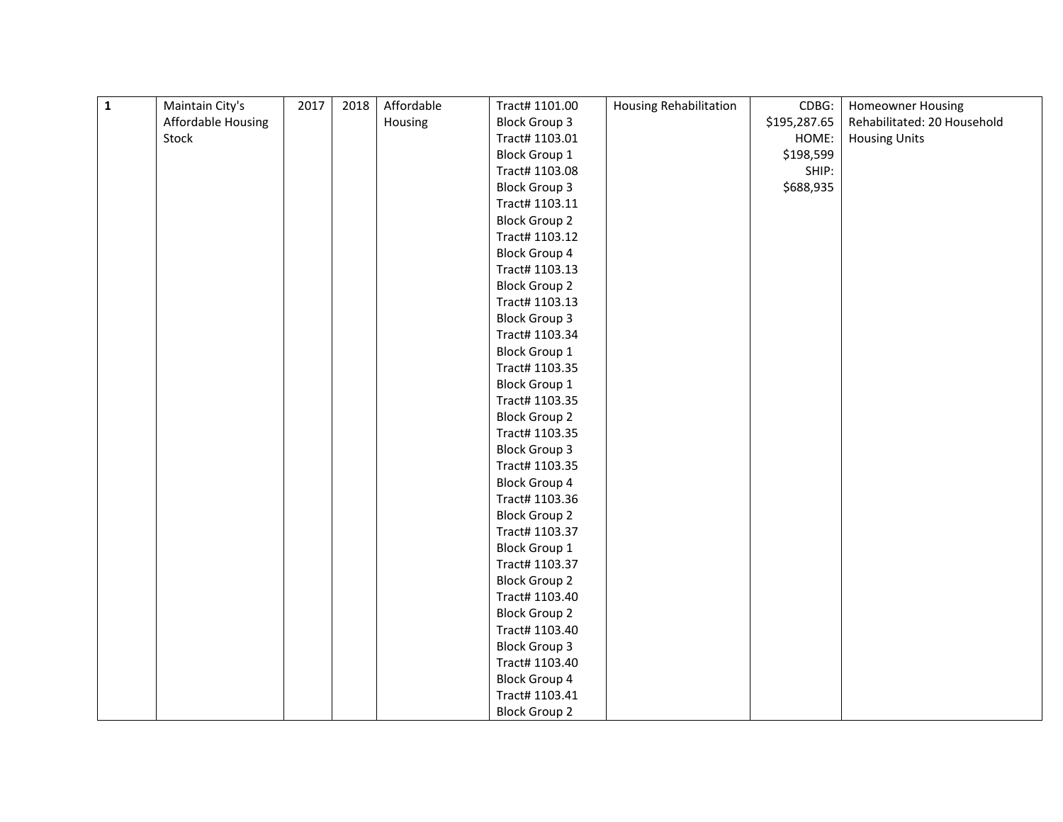| 1 | Maintain City's Affordable Housing Stock | 2017 | 2018 | Affordable Housing | Tract# 1101.00 Block Group 3 Tract# 1103.01 Block Group 1 Tract# 1103.08 Block Group 3 Tract# 1103.11 Block Group 2 Tract# 1103.12 Block Group 4 Tract# 1103.13 Block Group 2 Tract# 1103.13 Block Group 3 Tract# 1103.34 Block Group 1 Tract# 1103.35 Block Group 1 Tract# 1103.35 Block Group 2 Tract# 1103.35 Block Group 3 Tract# 1103.35 Block Group 4 Tract# 1103.36 Block Group 2 Tract# 1103.37 Block Group 1 Tract# 1103.37 Block Group 2 Tract# 1103.40 Block Group 2 Tract# 1103.40 Block Group 3 Tract# 1103.40 Block Group 4 Tract# 1103.41 Block Group 2 | Housing Rehabilitation | CDBG: $195,287.65 HOME: $198,599 SHIP: $688,935 | Homeowner Housing Rehabilitated: 20 Household Housing Units |
|---|---|---|---|---|---|---|---|---|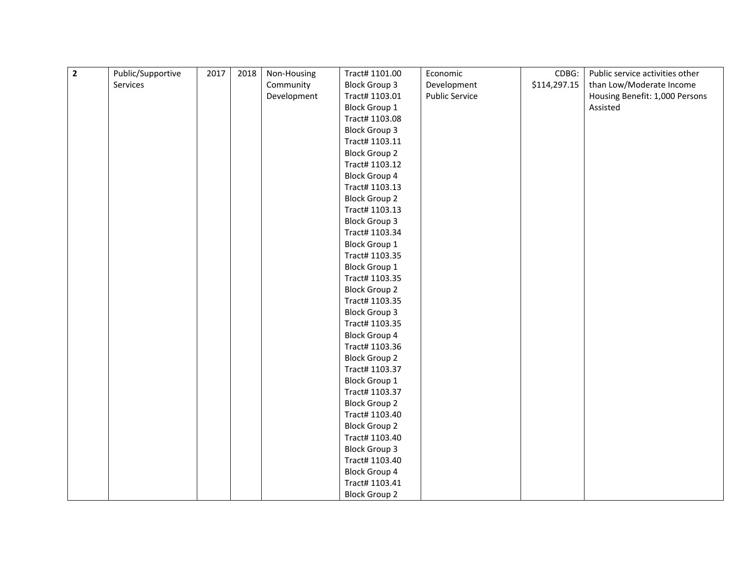| | | | | | | | | |
|---|---|---|---|---|---|---|---|---|
| **2** | Public/Supportive Services | 2017 | 2018 | Non-Housing Community Development | Tract# 1101.00 Block Group 3 Tract# 1103.01 Block Group 1 Tract# 1103.08 Block Group 3 Tract# 1103.11 Block Group 2 Tract# 1103.12 Block Group 4 Tract# 1103.13 Block Group 2 Tract# 1103.13 Block Group 3 Tract# 1103.34 Block Group 1 Tract# 1103.35 Block Group 1 Tract# 1103.35 Block Group 2 Tract# 1103.35 Block Group 3 Tract# 1103.35 Block Group 4 Tract# 1103.36 Block Group 2 Tract# 1103.37 Block Group 1 Tract# 1103.37 Block Group 2 Tract# 1103.40 Block Group 2 Tract# 1103.40 Block Group 3 Tract# 1103.40 Block Group 4 Tract# 1103.41 Block Group 2 | Economic Development Public Service | CDBG: $114,297.15 | Public service activities other than Low/Moderate Income Housing Benefit: 1,000 Persons Assisted |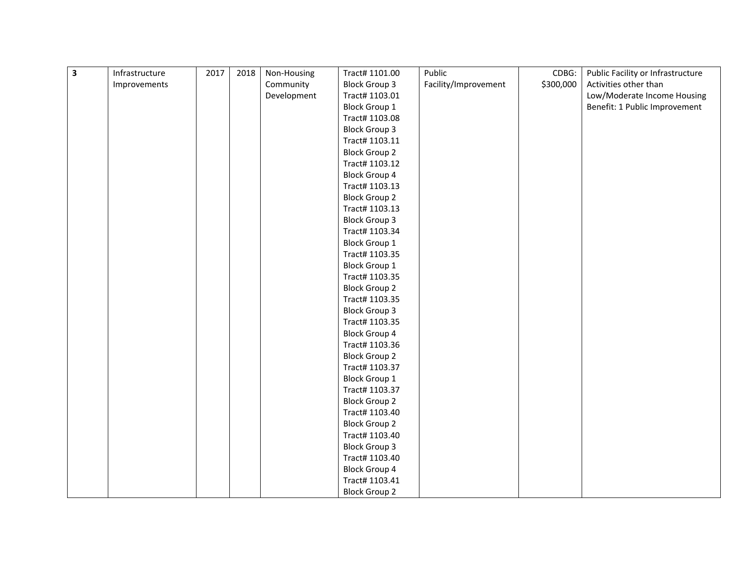| 3 | Infrastructure Improvements | 2017 | 2018 | Non-Housing Community Development | Tract# 1101.00 Block Group 3 Tract# 1103.01 Block Group 1 Tract# 1103.08 Block Group 3 Tract# 1103.11 Block Group 2 Tract# 1103.12 Block Group 4 Tract# 1103.13 Block Group 2 Tract# 1103.13 Block Group 3 Tract# 1103.34 Block Group 1 Tract# 1103.35 Block Group 1 Tract# 1103.35 Block Group 2 Tract# 1103.35 Block Group 3 Tract# 1103.35 Block Group 4 Tract# 1103.36 Block Group 2 Tract# 1103.37 Block Group 1 Tract# 1103.37 Block Group 2 Tract# 1103.40 Block Group 2 Tract# 1103.40 Block Group 3 Tract# 1103.40 Block Group 4 Tract# 1103.41 Block Group 2 | Public Facility/Improvement | CDBG: $300,000 | Public Facility or Infrastructure Activities other than Low/Moderate Income Housing Benefit: 1 Public Improvement |
|---|---|---|---|---|---|---|---|---|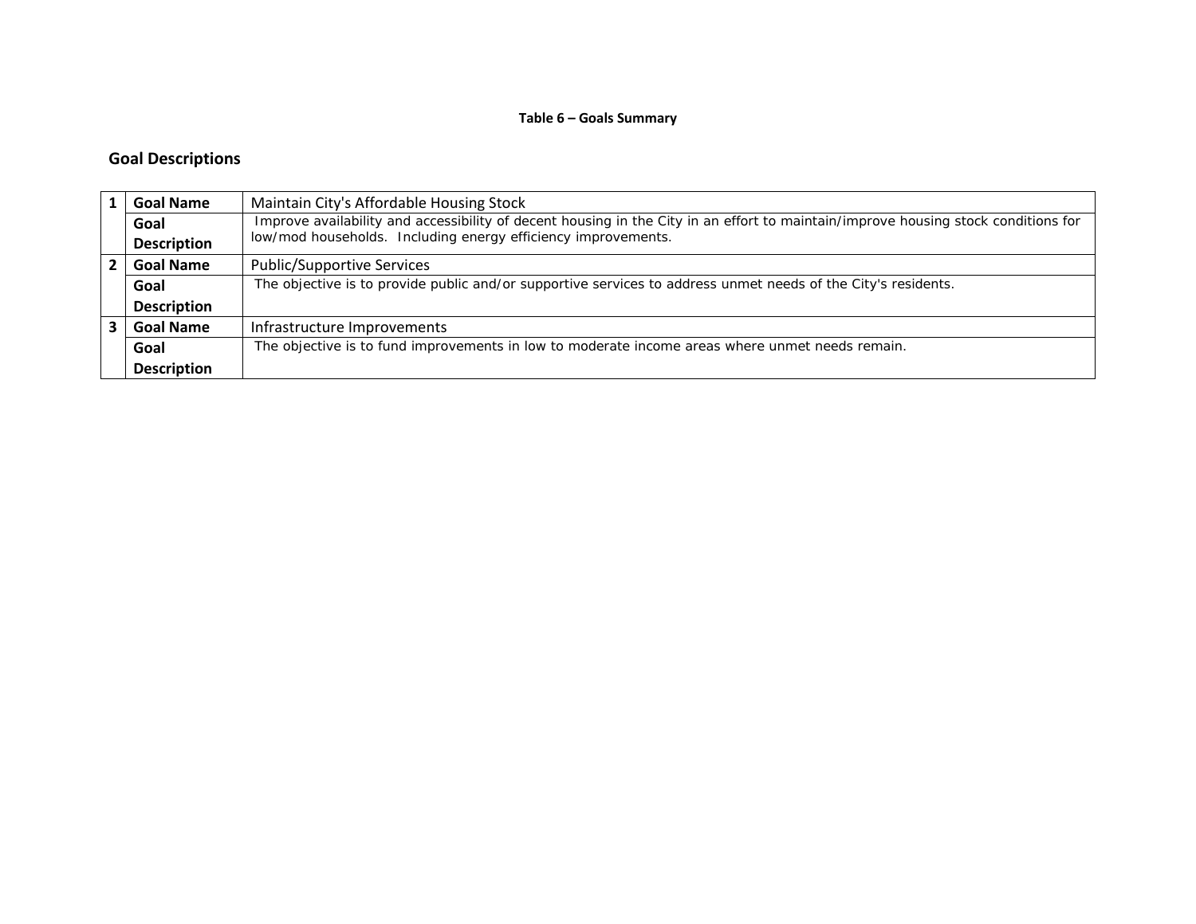**Table 6 – Goals Summary**

## Goal Descriptions

| | | |
|---|---|---|
| 1 | **Goal Name** | Maintain City's Affordable Housing Stock |
| | **Goal Description** | Improve availability and accessibility of decent housing in the City in an effort to maintain/improve housing stock conditions for low/mod households. Including energy efficiency improvements. |
| 2 | **Goal Name** | Public/Supportive Services |
| | **Goal Description** | The objective is to provide public and/or supportive services to address unmet needs of the City's residents. |
| 3 | **Goal Name** | Infrastructure Improvements |
| | **Goal Description** | The objective is to fund improvements in low to moderate income areas where unmet needs remain. |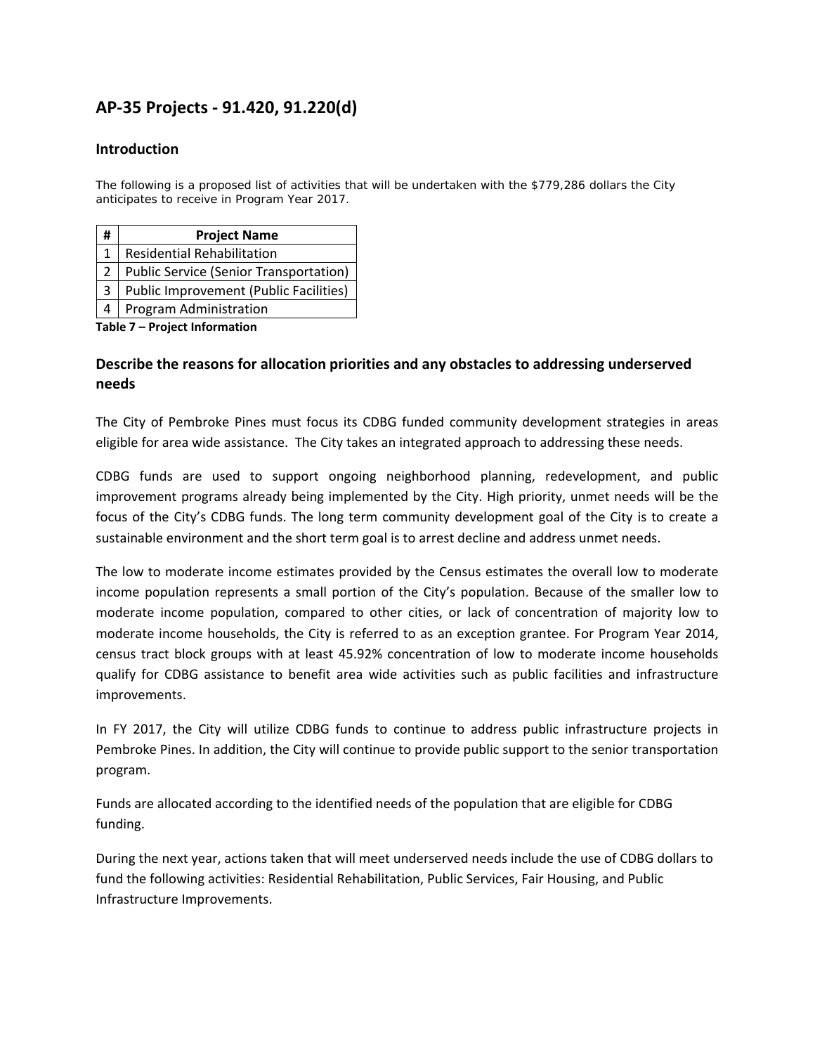## AP-35 Projects - 91.420, 91.220(d)

### Introduction

The following is a proposed list of activities that will be undertaken with the $779,286 dollars the City anticipates to receive in Program Year 2017.

| # | Project Name |
|---|---|
| 1 | Residential Rehabilitation |
| 2 | Public Service (Senior Transportation) |
| 3 | Public Improvement (Public Facilities) |
| 4 | Program Administration |

**Table 7 – Project Information**

### Describe the reasons for allocation priorities and any obstacles to addressing underserved needs

The City of Pembroke Pines must focus its CDBG funded community development strategies in areas eligible for area wide assistance. The City takes an integrated approach to addressing these needs.

CDBG funds are used to support ongoing neighborhood planning, redevelopment, and public improvement programs already being implemented by the City. High priority, unmet needs will be the focus of the City's CDBG funds. The long term community development goal of the City is to create a sustainable environment and the short term goal is to arrest decline and address unmet needs.

The low to moderate income estimates provided by the Census estimates the overall low to moderate income population represents a small portion of the City's population. Because of the smaller low to moderate income population, compared to other cities, or lack of concentration of majority low to moderate income households, the City is referred to as an exception grantee. For Program Year 2014, census tract block groups with at least 45.92% concentration of low to moderate income households qualify for CDBG assistance to benefit area wide activities such as public facilities and infrastructure improvements.

In FY 2017, the City will utilize CDBG funds to continue to address public infrastructure projects in Pembroke Pines. In addition, the City will continue to provide public support to the senior transportation program.

Funds are allocated according to the identified needs of the population that are eligible for CDBG funding.

During the next year, actions taken that will meet underserved needs include the use of CDBG dollars to fund the following activities: Residential Rehabilitation, Public Services, Fair Housing, and Public Infrastructure Improvements.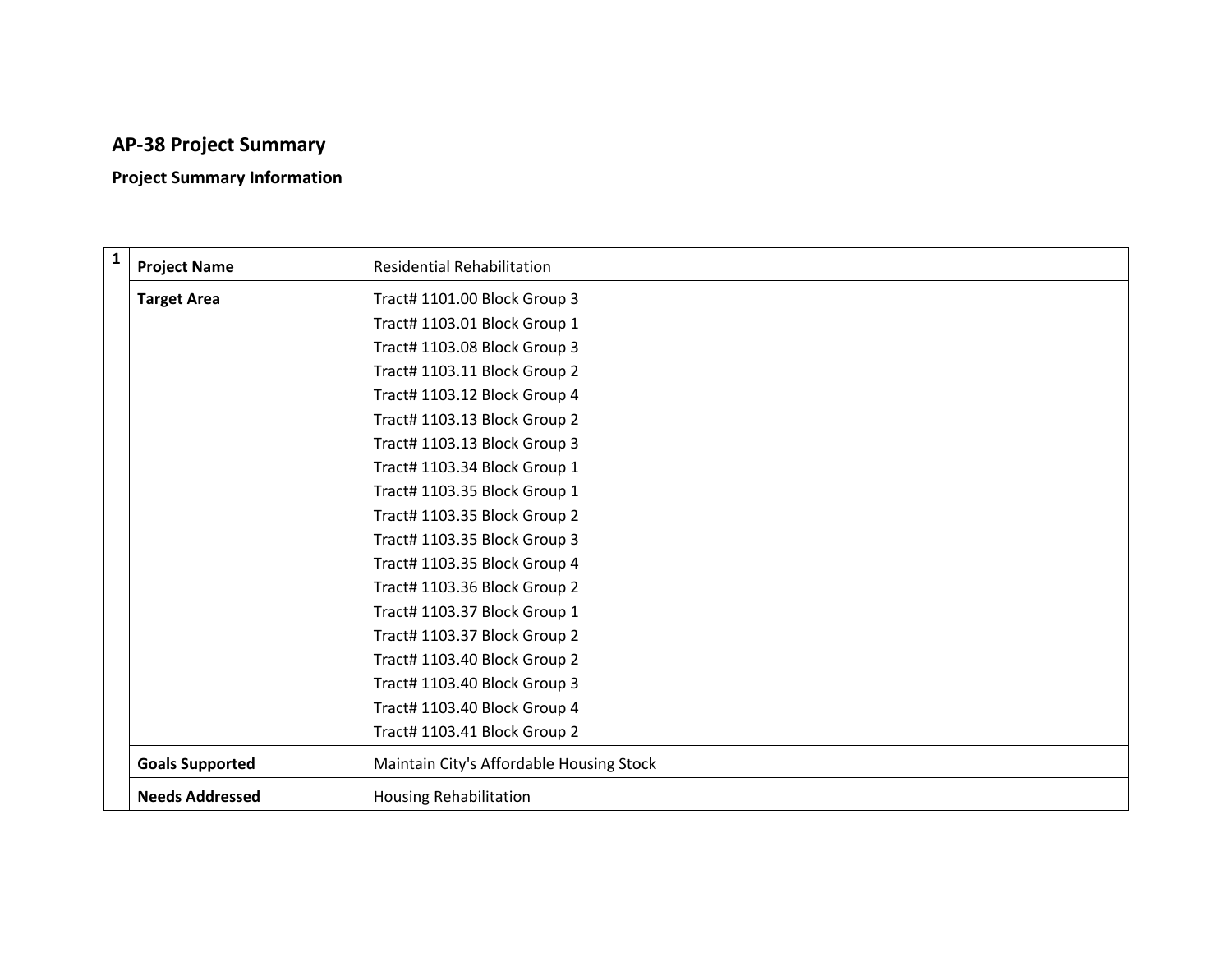## AP-38 Project Summary

### Project Summary Information

| 1 | | |
|---|---|---|
| | **Project Name** | Residential Rehabilitation |
| | **Target Area** | Tract# 1101.00 Block Group 3<br>Tract# 1103.01 Block Group 1<br>Tract# 1103.08 Block Group 3<br>Tract# 1103.11 Block Group 2<br>Tract# 1103.12 Block Group 4<br>Tract# 1103.13 Block Group 2<br>Tract# 1103.13 Block Group 3<br>Tract# 1103.34 Block Group 1<br>Tract# 1103.35 Block Group 1<br>Tract# 1103.35 Block Group 2<br>Tract# 1103.35 Block Group 3<br>Tract# 1103.35 Block Group 4<br>Tract# 1103.36 Block Group 2<br>Tract# 1103.37 Block Group 1<br>Tract# 1103.37 Block Group 2<br>Tract# 1103.40 Block Group 2<br>Tract# 1103.40 Block Group 3<br>Tract# 1103.40 Block Group 4<br>Tract# 1103.41 Block Group 2 |
| | **Goals Supported** | Maintain City's Affordable Housing Stock |
| | **Needs Addressed** | Housing Rehabilitation |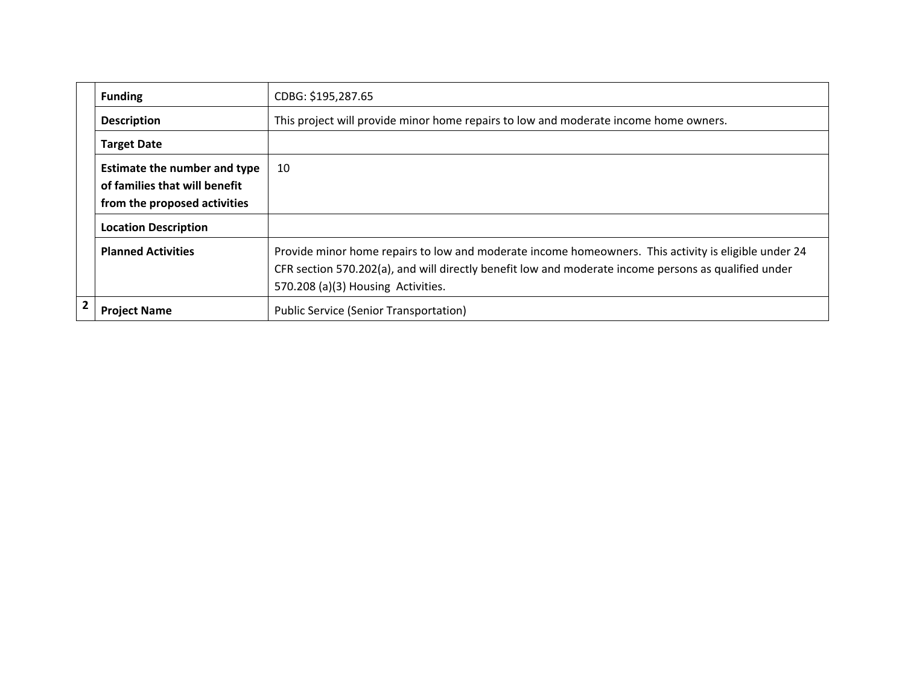| | | |
|---|---|---|
| | **Funding** | CDBG: $195,287.65 |
| | **Description** | This project will provide minor home repairs to low and moderate income home owners. |
| | **Target Date** | |
| | **Estimate the number and type of families that will benefit from the proposed activities** | 10 |
| | **Location Description** | |
| | **Planned Activities** | Provide minor home repairs to low and moderate income homeowners. This activity is eligible under 24 CFR section 570.202(a), and will directly benefit low and moderate income persons as qualified under 570.208 (a)(3) Housing Activities. |
| **2** | **Project Name** | Public Service (Senior Transportation) |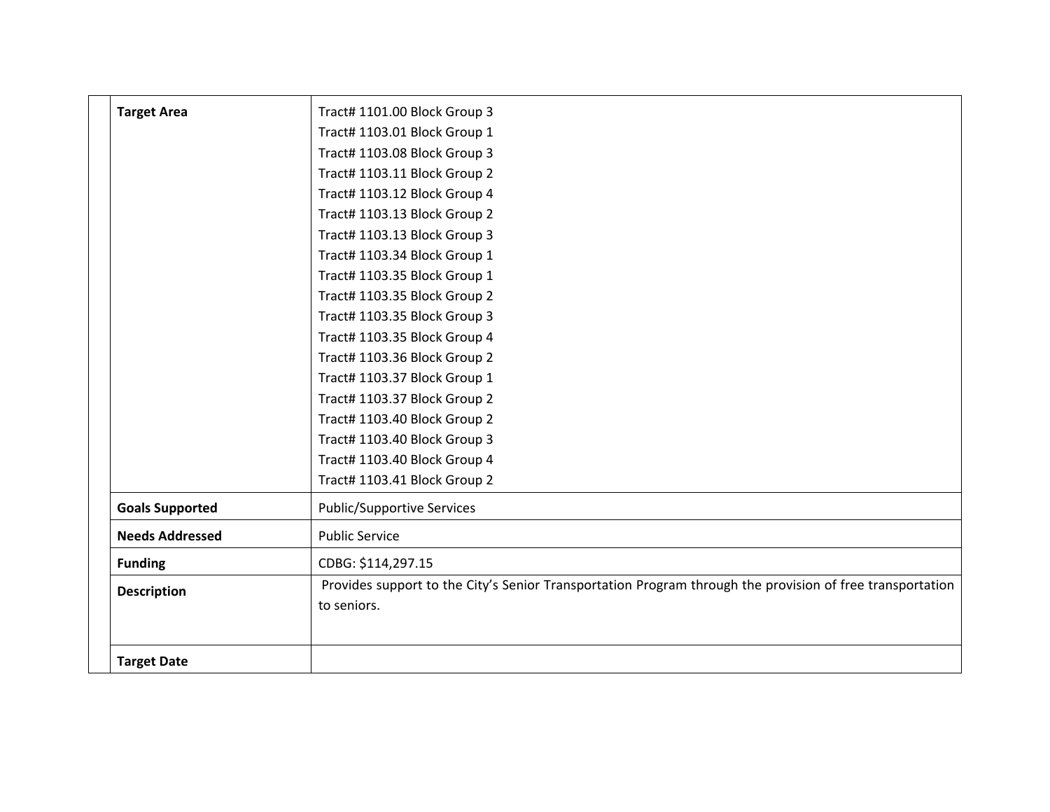| | |
|---|---|
| **Target Area** | Tract# 1101.00 Block Group 3<br>Tract# 1103.01 Block Group 1<br>Tract# 1103.08 Block Group 3<br>Tract# 1103.11 Block Group 2<br>Tract# 1103.12 Block Group 4<br>Tract# 1103.13 Block Group 2<br>Tract# 1103.13 Block Group 3<br>Tract# 1103.34 Block Group 1<br>Tract# 1103.35 Block Group 1<br>Tract# 1103.35 Block Group 2<br>Tract# 1103.35 Block Group 3<br>Tract# 1103.35 Block Group 4<br>Tract# 1103.36 Block Group 2<br>Tract# 1103.37 Block Group 1<br>Tract# 1103.37 Block Group 2<br>Tract# 1103.40 Block Group 2<br>Tract# 1103.40 Block Group 3<br>Tract# 1103.40 Block Group 4<br>Tract# 1103.41 Block Group 2 |
| **Goals Supported** | Public/Supportive Services |
| **Needs Addressed** | Public Service |
| **Funding** | CDBG: $114,297.15 |
| **Description** | Provides support to the City's Senior Transportation Program through the provision of free transportation to seniors. |
| **Target Date** | |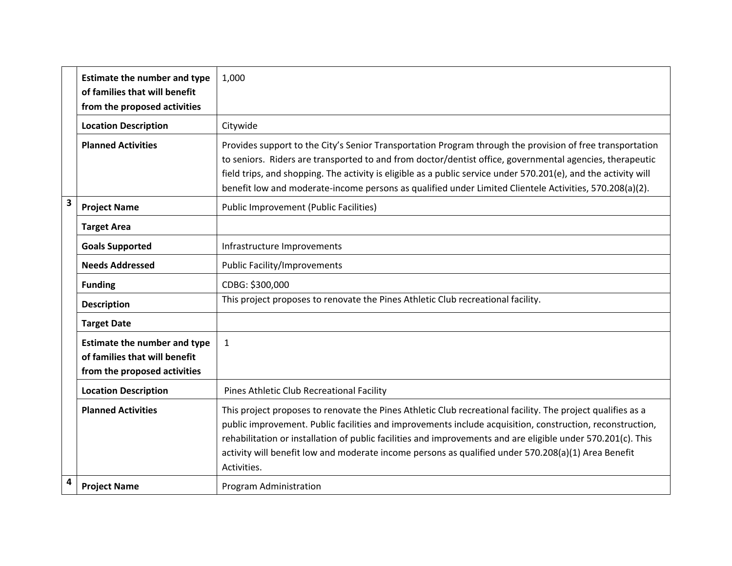| | | |
|---|---|---|
| | **Estimate the number and type of families that will benefit from the proposed activities** | 1,000 |
| | **Location Description** | Citywide |
| | **Planned Activities** | Provides support to the City's Senior Transportation Program through the provision of free transportation to seniors. Riders are transported to and from doctor/dentist office, governmental agencies, therapeutic field trips, and shopping. The activity is eligible as a public service under 570.201(e), and the activity will benefit low and moderate-income persons as qualified under Limited Clientele Activities, 570.208(a)(2). |
| **3** | **Project Name** | Public Improvement (Public Facilities) |
| | **Target Area** | |
| | **Goals Supported** | Infrastructure Improvements |
| | **Needs Addressed** | Public Facility/Improvements |
| | **Funding** | CDBG: $300,000 |
| | **Description** | This project proposes to renovate the Pines Athletic Club recreational facility. |
| | **Target Date** | |
| | **Estimate the number and type of families that will benefit from the proposed activities** | 1 |
| | **Location Description** | Pines Athletic Club Recreational Facility |
| | **Planned Activities** | This project proposes to renovate the Pines Athletic Club recreational facility. The project qualifies as a public improvement. Public facilities and improvements include acquisition, construction, reconstruction, rehabilitation or installation of public facilities and improvements and are eligible under 570.201(c). This activity will benefit low and moderate income persons as qualified under 570.208(a)(1) Area Benefit Activities. |
| **4** | **Project Name** | Program Administration |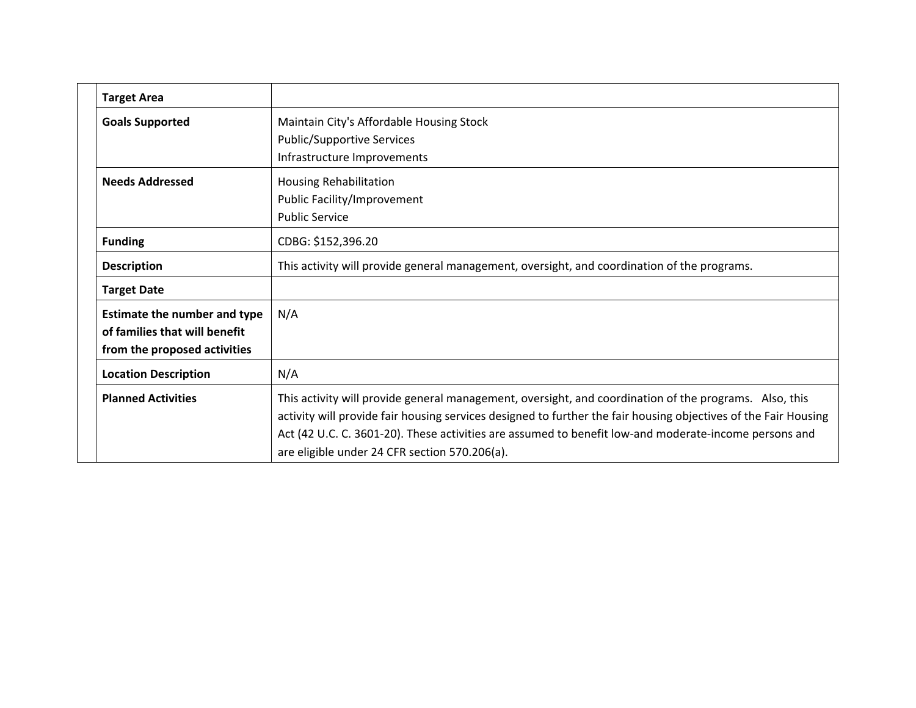| | |
|---|---|
| **Target Area** | |
| **Goals Supported** | Maintain City's Affordable Housing Stock<br>Public/Supportive Services<br>Infrastructure Improvements |
| **Needs Addressed** | Housing Rehabilitation<br>Public Facility/Improvement<br>Public Service |
| **Funding** | CDBG: $152,396.20 |
| **Description** | This activity will provide general management, oversight, and coordination of the programs. |
| **Target Date** | |
| **Estimate the number and type of families that will benefit from the proposed activities** | N/A |
| **Location Description** | N/A |
| **Planned Activities** | This activity will provide general management, oversight, and coordination of the programs. Also, this activity will provide fair housing services designed to further the fair housing objectives of the Fair Housing Act (42 U.C. C. 3601-20). These activities are assumed to benefit low-and moderate-income persons and are eligible under 24 CFR section 570.206(a). |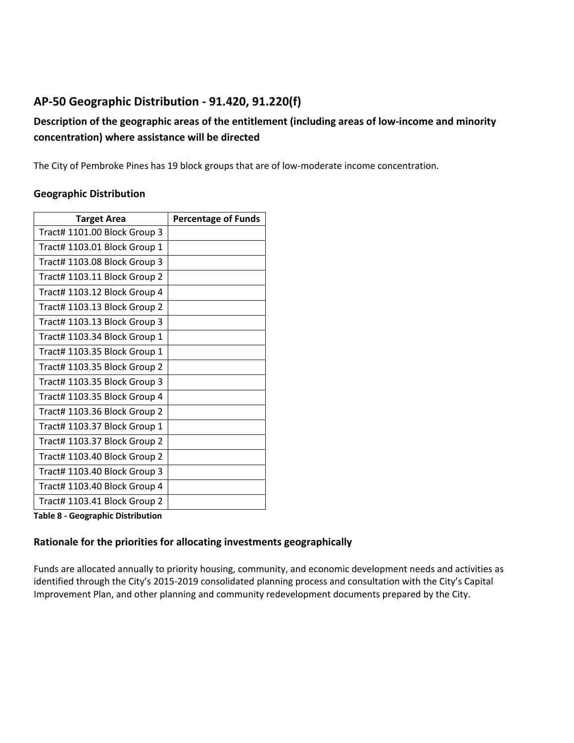## AP-50 Geographic Distribution - 91.420, 91.220(f)

### Description of the geographic areas of the entitlement (including areas of low-income and minority concentration) where assistance will be directed

The City of Pembroke Pines has 19 block groups that are of low-moderate income concentration.

### Geographic Distribution

| Target Area | Percentage of Funds |
|---|---|
| Tract# 1101.00 Block Group 3 | |
| Tract# 1103.01 Block Group 1 | |
| Tract# 1103.08 Block Group 3 | |
| Tract# 1103.11 Block Group 2 | |
| Tract# 1103.12 Block Group 4 | |
| Tract# 1103.13 Block Group 2 | |
| Tract# 1103.13 Block Group 3 | |
| Tract# 1103.34 Block Group 1 | |
| Tract# 1103.35 Block Group 1 | |
| Tract# 1103.35 Block Group 2 | |
| Tract# 1103.35 Block Group 3 | |
| Tract# 1103.35 Block Group 4 | |
| Tract# 1103.36 Block Group 2 | |
| Tract# 1103.37 Block Group 1 | |
| Tract# 1103.37 Block Group 2 | |
| Tract# 1103.40 Block Group 2 | |
| Tract# 1103.40 Block Group 3 | |
| Tract# 1103.40 Block Group 4 | |
| Tract# 1103.41 Block Group 2 | |

**Table 8 - Geographic Distribution**

### Rationale for the priorities for allocating investments geographically

Funds are allocated annually to priority housing, community, and economic development needs and activities as identified through the City's 2015-2019 consolidated planning process and consultation with the City's Capital Improvement Plan, and other planning and community redevelopment documents prepared by the City.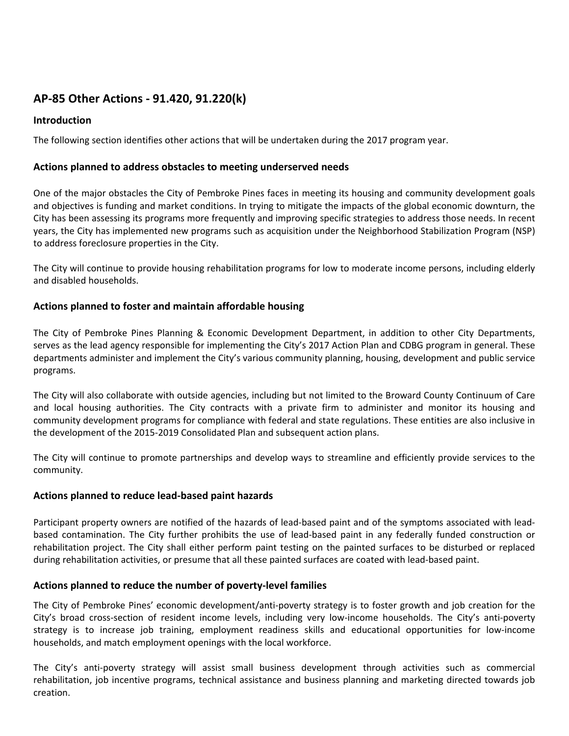## AP-85 Other Actions - 91.420, 91.220(k)

### Introduction

The following section identifies other actions that will be undertaken during the 2017 program year.

### Actions planned to address obstacles to meeting underserved needs

One of the major obstacles the City of Pembroke Pines faces in meeting its housing and community development goals and objectives is funding and market conditions. In trying to mitigate the impacts of the global economic downturn, the City has been assessing its programs more frequently and improving specific strategies to address those needs. In recent years, the City has implemented new programs such as acquisition under the Neighborhood Stabilization Program (NSP) to address foreclosure properties in the City.

The City will continue to provide housing rehabilitation programs for low to moderate income persons, including elderly and disabled households.

### Actions planned to foster and maintain affordable housing

The City of Pembroke Pines Planning & Economic Development Department, in addition to other City Departments, serves as the lead agency responsible for implementing the City's 2017 Action Plan and CDBG program in general. These departments administer and implement the City's various community planning, housing, development and public service programs.

The City will also collaborate with outside agencies, including but not limited to the Broward County Continuum of Care and local housing authorities. The City contracts with a private firm to administer and monitor its housing and community development programs for compliance with federal and state regulations. These entities are also inclusive in the development of the 2015-2019 Consolidated Plan and subsequent action plans.

The City will continue to promote partnerships and develop ways to streamline and efficiently provide services to the community.

### Actions planned to reduce lead-based paint hazards

Participant property owners are notified of the hazards of lead-based paint and of the symptoms associated with lead-based contamination. The City further prohibits the use of lead-based paint in any federally funded construction or rehabilitation project. The City shall either perform paint testing on the painted surfaces to be disturbed or replaced during rehabilitation activities, or presume that all these painted surfaces are coated with lead-based paint.

### Actions planned to reduce the number of poverty-level families

The City of Pembroke Pines' economic development/anti-poverty strategy is to foster growth and job creation for the City's broad cross-section of resident income levels, including very low-income households. The City's anti-poverty strategy is to increase job training, employment readiness skills and educational opportunities for low-income households, and match employment openings with the local workforce.

The City's anti-poverty strategy will assist small business development through activities such as commercial rehabilitation, job incentive programs, technical assistance and business planning and marketing directed towards job creation.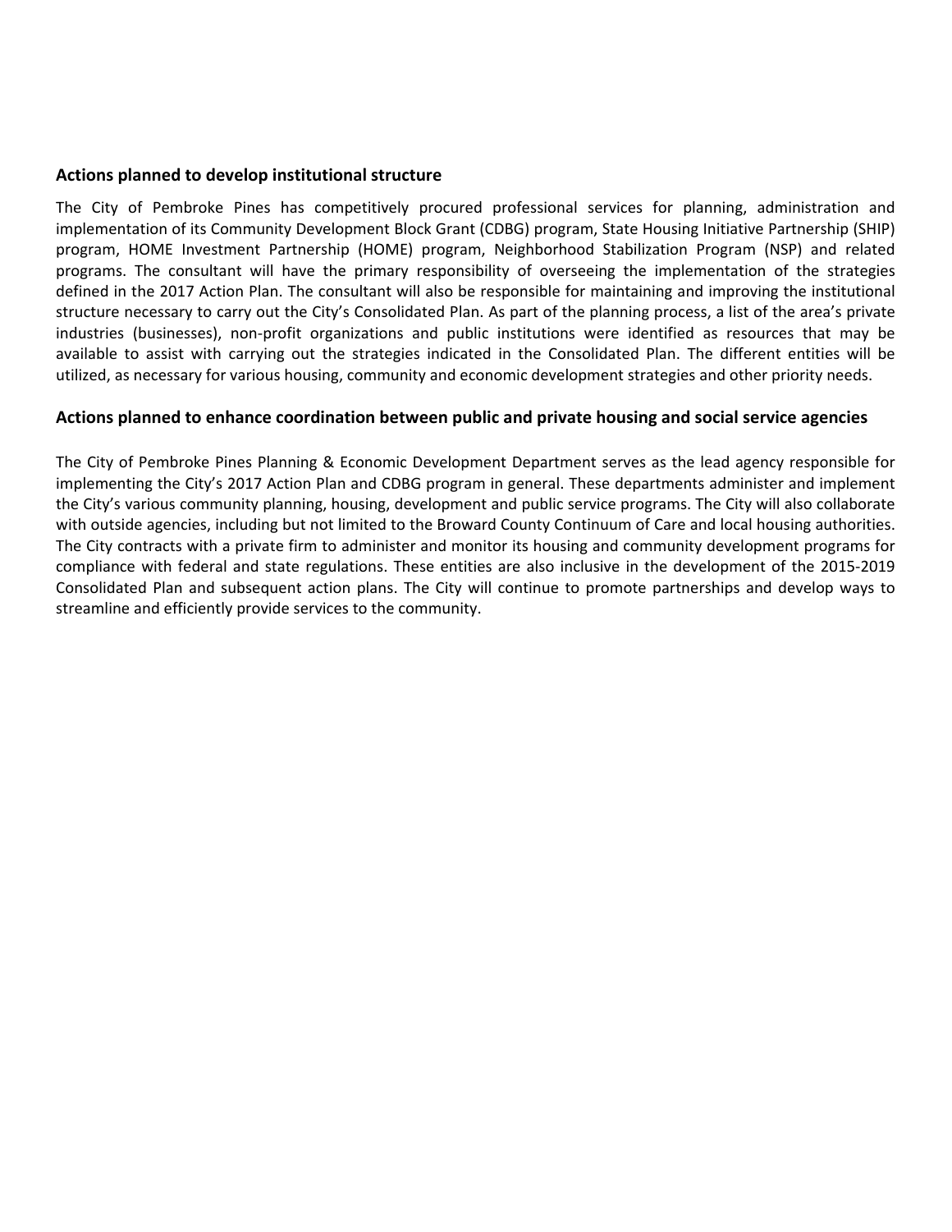### Actions planned to develop institutional structure

The City of Pembroke Pines has competitively procured professional services for planning, administration and implementation of its Community Development Block Grant (CDBG) program, State Housing Initiative Partnership (SHIP) program, HOME Investment Partnership (HOME) program, Neighborhood Stabilization Program (NSP) and related programs. The consultant will have the primary responsibility of overseeing the implementation of the strategies defined in the 2017 Action Plan. The consultant will also be responsible for maintaining and improving the institutional structure necessary to carry out the City's Consolidated Plan. As part of the planning process, a list of the area's private industries (businesses), non-profit organizations and public institutions were identified as resources that may be available to assist with carrying out the strategies indicated in the Consolidated Plan. The different entities will be utilized, as necessary for various housing, community and economic development strategies and other priority needs.

### Actions planned to enhance coordination between public and private housing and social service agencies

The City of Pembroke Pines Planning & Economic Development Department serves as the lead agency responsible for implementing the City's 2017 Action Plan and CDBG program in general. These departments administer and implement the City's various community planning, housing, development and public service programs. The City will also collaborate with outside agencies, including but not limited to the Broward County Continuum of Care and local housing authorities. The City contracts with a private firm to administer and monitor its housing and community development programs for compliance with federal and state regulations. These entities are also inclusive in the development of the 2015-2019 Consolidated Plan and subsequent action plans. The City will continue to promote partnerships and develop ways to streamline and efficiently provide services to the community.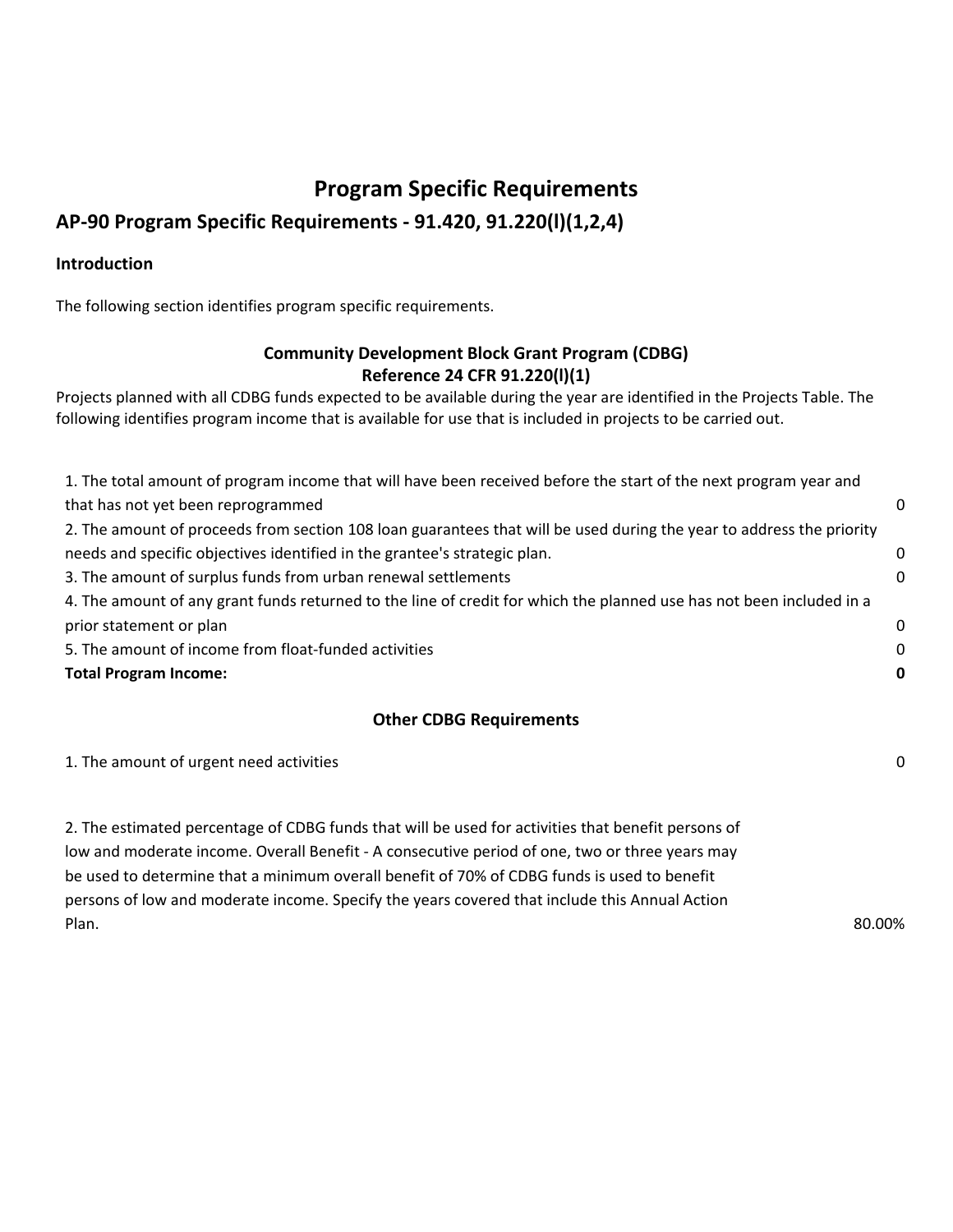# Program Specific Requirements

## AP-90 Program Specific Requirements - 91.420, 91.220(l)(1,2,4)

### Introduction

The following section identifies program specific requirements.

### Community Development Block Grant Program (CDBG)
### Reference 24 CFR 91.220(l)(1)

Projects planned with all CDBG funds expected to be available during the year are identified in the Projects Table. The following identifies program income that is available for use that is included in projects to be carried out.

| | |
|---|---|
| 1. The total amount of program income that will have been received before the start of the next program year and that has not yet been reprogrammed | 0 |
| 2. The amount of proceeds from section 108 loan guarantees that will be used during the year to address the priority needs and specific objectives identified in the grantee's strategic plan. | 0 |
| 3. The amount of surplus funds from urban renewal settlements | 0 |
| 4. The amount of any grant funds returned to the line of credit for which the planned use has not been included in a prior statement or plan | 0 |
| 5. The amount of income from float-funded activities | 0 |
| **Total Program Income:** | **0** |

### Other CDBG Requirements

| | |
|---|---|
| 1. The amount of urgent need activities | 0 |
| 2. The estimated percentage of CDBG funds that will be used for activities that benefit persons of low and moderate income. Overall Benefit - A consecutive period of one, two or three years may be used to determine that a minimum overall benefit of 70% of CDBG funds is used to benefit persons of low and moderate income. Specify the years covered that include this Annual Action Plan. | 80.00% |